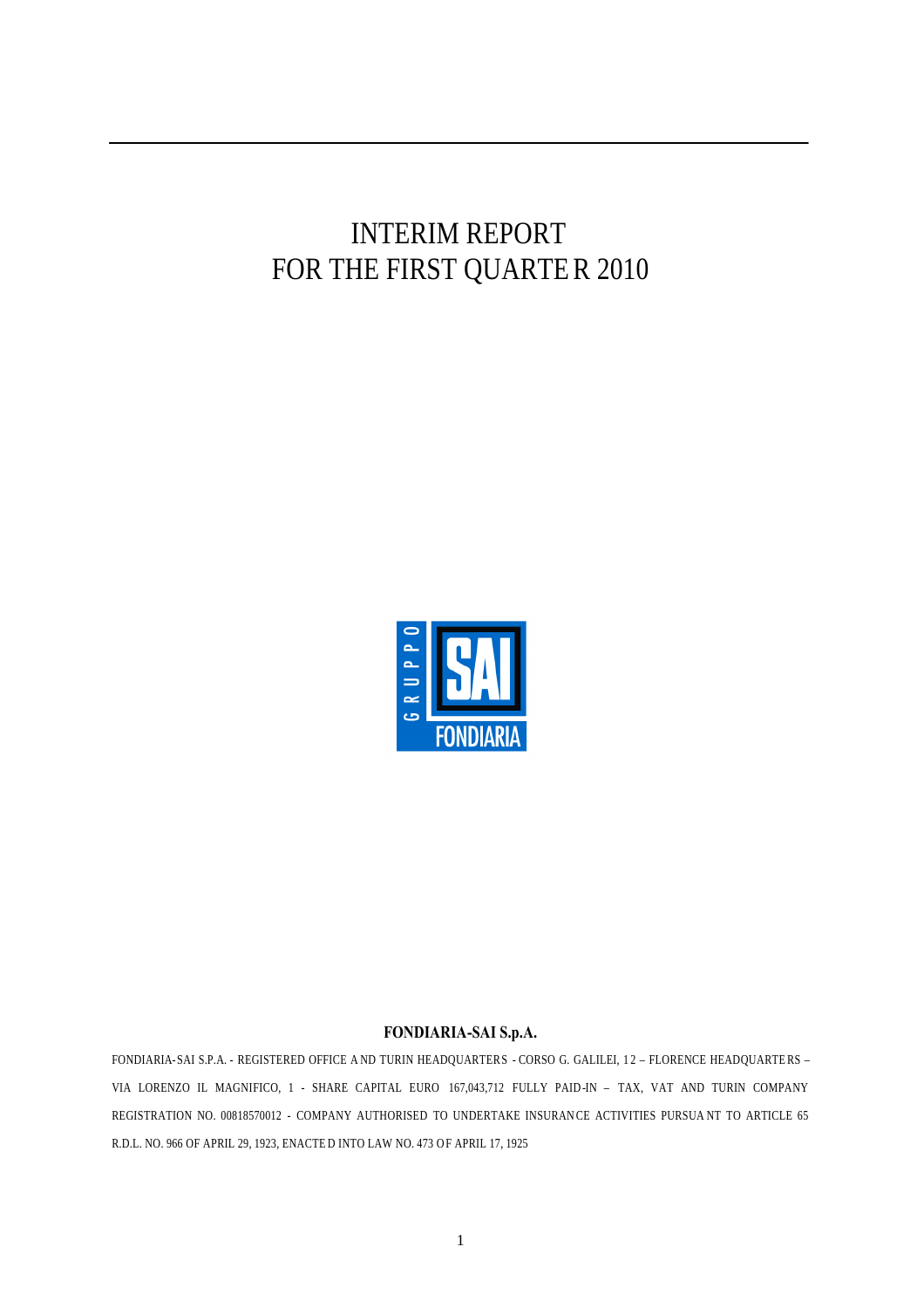# INTERIM REPORT
# FOR THE FIRST QUARTER 2010

GRUPPO SAI FONDIARIA

**FONDIARIA-SAI S.p.A.**

FONDIARIA-SAI S.P.A. - REGISTERED OFFICE AND TURIN HEADQUARTERS - CORSO G. GALILEI, 12 – FLORENCE HEADQUARTERS – VIA LORENZO IL MAGNIFICO, 1 - SHARE CAPITAL EURO 167,043,712 FULLY PAID-IN – TAX, VAT AND TURIN COMPANY REGISTRATION NO. 00818570012 - COMPANY AUTHORISED TO UNDERTAKE INSURANCE ACTIVITIES PURSUANT TO ARTICLE 65 R.D.L. NO. 966 OF APRIL 29, 1923, ENACTED INTO LAW NO. 473 OF APRIL 17, 1925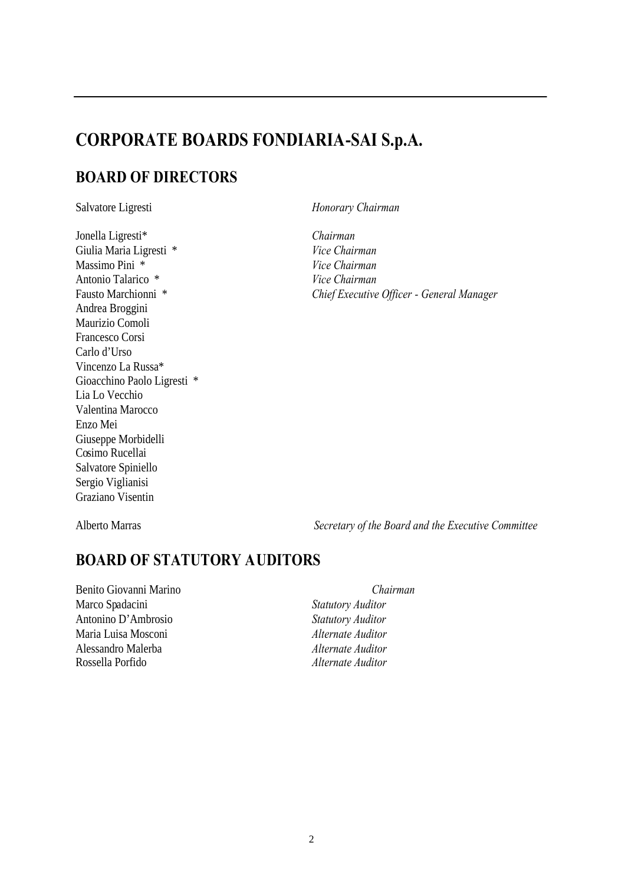# CORPORATE BOARDS FONDIARIA-SAI S.p.A.

## BOARD OF DIRECTORS

| | |
|---|---|
| Salvatore Ligresti | *Honorary Chairman* |
| Jonella Ligresti* | *Chairman* |
| Giulia Maria Ligresti * | *Vice Chairman* |
| Massimo Pini * | *Vice Chairman* |
| Antonio Talarico * | *Vice Chairman* |
| Fausto Marchionni * | *Chief Executive Officer - General Manager* |
| Andrea Broggini | |
| Maurizio Comoli | |
| Francesco Corsi | |
| Carlo d'Urso | |
| Vincenzo La Russa* | |
| Gioacchino Paolo Ligresti * | |
| Lia Lo Vecchio | |
| Valentina Marocco | |
| Enzo Mei | |
| Giuseppe Morbidelli | |
| Cosimo Rucellai | |
| Salvatore Spiniello | |
| Sergio Viglianisi | |
| Graziano Visentin | |
| Alberto Marras | *Secretary of the Board and the Executive Committee* |

## BOARD OF STATUTORY AUDITORS

| | |
|---|---|
| Benito Giovanni Marino | *Chairman* |
| Marco Spadacini | *Statutory Auditor* |
| Antonino D'Ambrosio | *Statutory Auditor* |
| Maria Luisa Mosconi | *Alternate Auditor* |
| Alessandro Malerba | *Alternate Auditor* |
| Rossella Porfido | *Alternate Auditor* |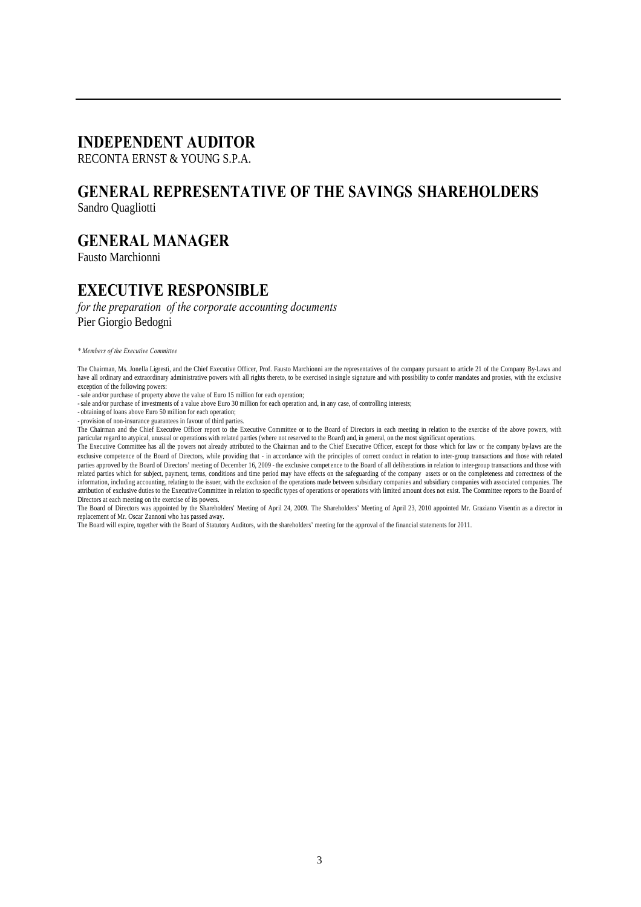## INDEPENDENT AUDITOR

RECONTA ERNST & YOUNG S.P.A.

## GENERAL REPRESENTATIVE OF THE SAVINGS SHAREHOLDERS

Sandro Quagliotti

## GENERAL MANAGER

Fausto Marchionni

## EXECUTIVE RESPONSIBLE

*for the preparation of the corporate accounting documents*

Pier Giorgio Bedogni

*\* Members of the Executive Committee*

The Chairman, Ms. Jonella Ligresti, and the Chief Executive Officer, Prof. Fausto Marchionni are the representatives of the company pursuant to article 21 of the Company By-Laws and have all ordinary and extraordinary administrative powers with all rights thereto, to be exercised in single signature and with possibility to confer mandates and proxies, with the exclusive exception of the following powers:

- sale and/or purchase of property above the value of Euro 15 million for each operation;
- sale and/or purchase of investments of a value above Euro 30 million for each operation and, in any case, of controlling interests;
- obtaining of loans above Euro 50 million for each operation;
- provision of non-insurance guarantees in favour of third parties.

The Chairman and the Chief Executive Officer report to the Executive Committee or to the Board of Directors in each meeting in relation to the exercise of the above powers, with particular regard to atypical, unusual or operations with related parties (where not reserved to the Board) and, in general, on the most significant operations.

The Executive Committee has all the powers not already attributed to the Chairman and to the Chief Executive Officer, except for those which for law or the company by-laws are the exclusive competence of the Board of Directors, while providing that - in accordance with the principles of correct conduct in relation to inter-group transactions and those with related parties approved by the Board of Directors' meeting of December 16, 2009 - the exclusive competence to the Board of all deliberations in relation to inter-group transactions and those with related parties which for subject, payment, terms, conditions and time period may have effects on the safeguarding of the company assets or on the completeness and correctness of the information, including accounting, relating to the issuer, with the exclusion of the operations made between subsidiary companies and subsidiary companies with associated companies. The attribution of exclusive duties to the Executive Committee in relation to specific types of operations or operations with limited amount does not exist. The Committee reports to the Board of Directors at each meeting on the exercise of its powers.

The Board of Directors was appointed by the Shareholders' Meeting of April 24, 2009. The Shareholders' Meeting of April 23, 2010 appointed Mr. Graziano Visentin as a director in replacement of Mr. Oscar Zannoni who has passed away.

The Board will expire, together with the Board of Statutory Auditors, with the shareholders' meeting for the approval of the financial statements for 2011.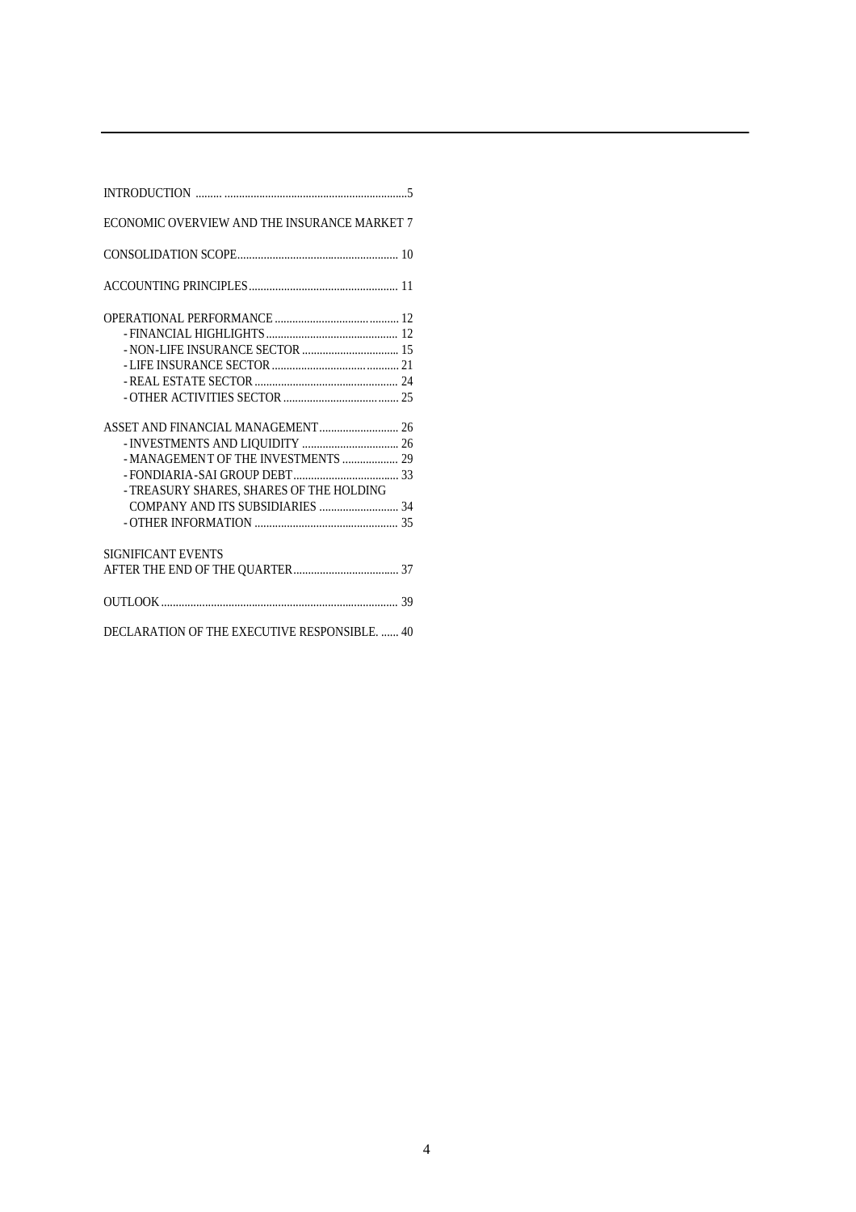| | |
|---|---|
| INTRODUCTION | 5 |
| ECONOMIC OVERVIEW AND THE INSURANCE MARKET | 7 |
| CONSOLIDATION SCOPE | 10 |
| ACCOUNTING PRINCIPLES | 11 |
| OPERATIONAL PERFORMANCE | 12 |
| - FINANCIAL HIGHLIGHTS | 12 |
| - NON-LIFE INSURANCE SECTOR | 15 |
| - LIFE INSURANCE SECTOR | 21 |
| - REAL ESTATE SECTOR | 24 |
| - OTHER ACTIVITIES SECTOR | 25 |
| ASSET AND FINANCIAL MANAGEMENT | 26 |
| - INVESTMENTS AND LIQUIDITY | 26 |
| - MANAGEMENT OF THE INVESTMENTS | 29 |
| - FONDIARIA-SAI GROUP DEBT | 33 |
| - TREASURY SHARES, SHARES OF THE HOLDING COMPANY AND ITS SUBSIDIARIES | 34 |
| - OTHER INFORMATION | 35 |
| SIGNIFICANT EVENTS AFTER THE END OF THE QUARTER | 37 |
| OUTLOOK | 39 |
| DECLARATION OF THE EXECUTIVE RESPONSIBLE. | 40 |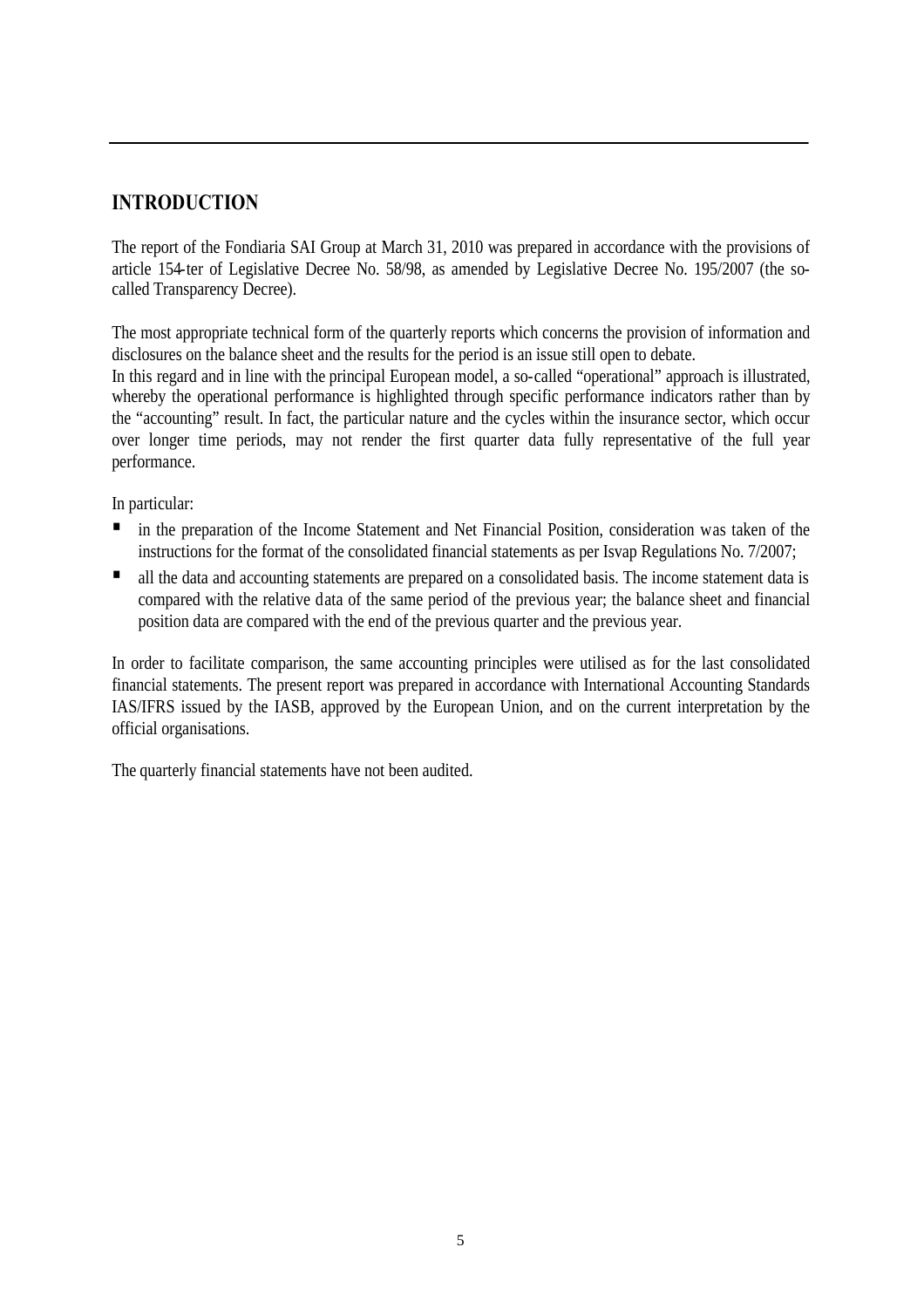# INTRODUCTION

The report of the Fondiaria SAI Group at March 31, 2010 was prepared in accordance with the provisions of article 154-ter of Legislative Decree No. 58/98, as amended by Legislative Decree No. 195/2007 (the so-called Transparency Decree).

The most appropriate technical form of the quarterly reports which concerns the provision of information and disclosures on the balance sheet and the results for the period is an issue still open to debate.
In this regard and in line with the principal European model, a so-called "operational" approach is illustrated, whereby the operational performance is highlighted through specific performance indicators rather than by the "accounting" result. In fact, the particular nature and the cycles within the insurance sector, which occur over longer time periods, may not render the first quarter data fully representative of the full year performance.

In particular:

- in the preparation of the Income Statement and Net Financial Position, consideration was taken of the instructions for the format of the consolidated financial statements as per Isvap Regulations No. 7/2007;
- all the data and accounting statements are prepared on a consolidated basis. The income statement data is compared with the relative data of the same period of the previous year; the balance sheet and financial position data are compared with the end of the previous quarter and the previous year.

In order to facilitate comparison, the same accounting principles were utilised as for the last consolidated financial statements. The present report was prepared in accordance with International Accounting Standards IAS/IFRS issued by the IASB, approved by the European Union, and on the current interpretation by the official organisations.

The quarterly financial statements have not been audited.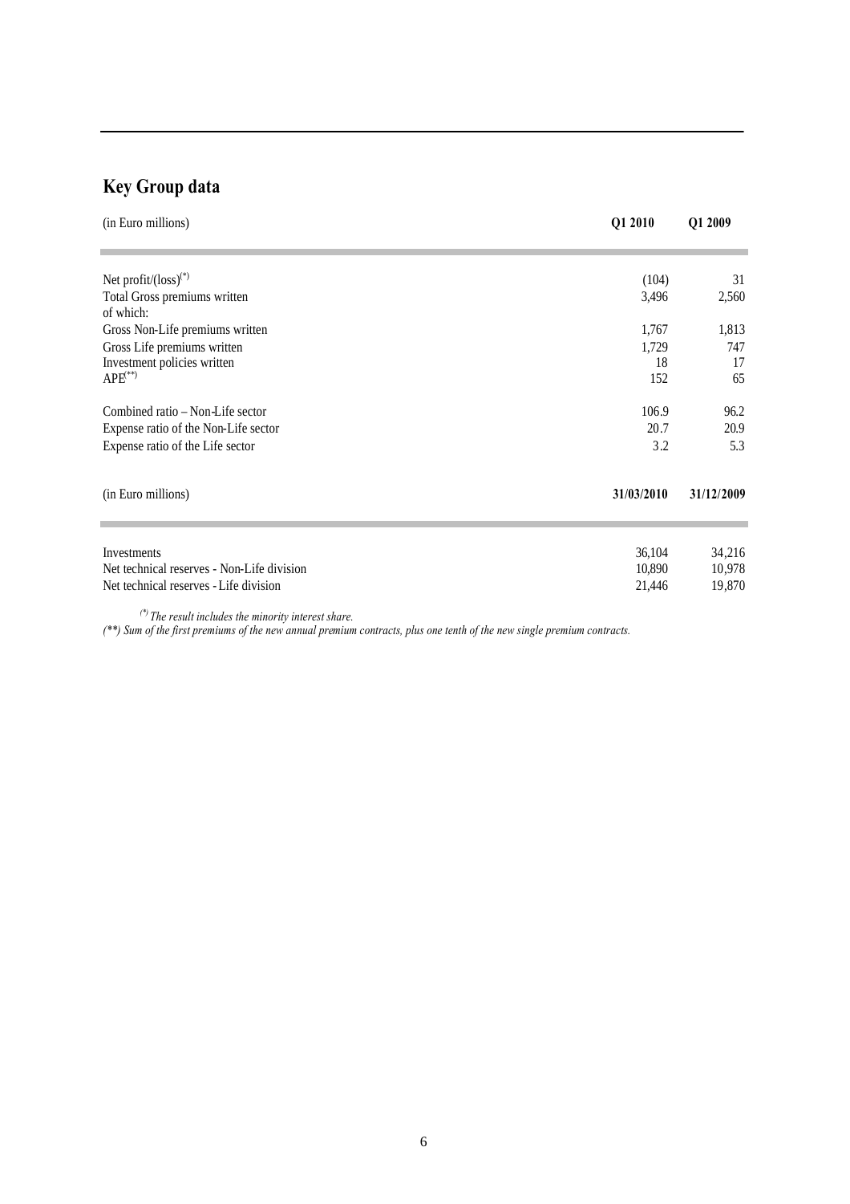## Key Group data

| (in Euro millions) | Q1 2010 | Q1 2009 |
|---|---|---|
| Net profit/(loss)(*) | (104) | 31 |
| Total Gross premiums written | 3,496 | 2,560 |
| of which: | | |
| Gross Non-Life premiums written | 1,767 | 1,813 |
| Gross Life premiums written | 1,729 | 747 |
| Investment policies written | 18 | 17 |
| APE(**) | 152 | 65 |
| Combined ratio – Non-Life sector | 106.9 | 96.2 |
| Expense ratio of the Non-Life sector | 20.7 | 20.9 |
| Expense ratio of the Life sector | 3.2 | 5.3 |

| (in Euro millions) | 31/03/2010 | 31/12/2009 |
|---|---|---|
| Investments | 36,104 | 34,216 |
| Net technical reserves - Non-Life division | 10,890 | 10,978 |
| Net technical reserves - Life division | 21,446 | 19,870 |

*(\*) The result includes the minority interest share.*

*(\*\*) Sum of the first premiums of the new annual premium contracts, plus one tenth of the new single premium contracts.*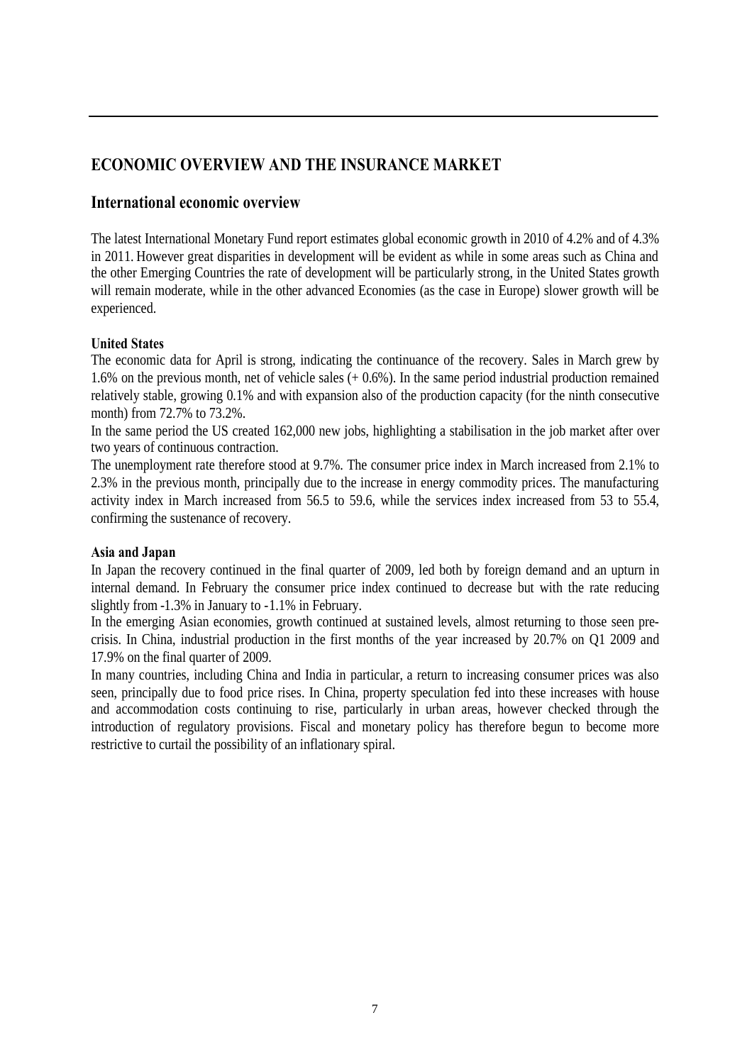# ECONOMIC OVERVIEW AND THE INSURANCE MARKET

## International economic overview

The latest International Monetary Fund report estimates global economic growth in 2010 of 4.2% and of 4.3% in 2011. However great disparities in development will be evident as while in some areas such as China and the other Emerging Countries the rate of development will be particularly strong, in the United States growth will remain moderate, while in the other advanced Economies (as the case in Europe) slower growth will be experienced.

**United States**

The economic data for April is strong, indicating the continuance of the recovery. Sales in March grew by 1.6% on the previous month, net of vehicle sales (+ 0.6%). In the same period industrial production remained relatively stable, growing 0.1% and with expansion also of the production capacity (for the ninth consecutive month) from 72.7% to 73.2%.

In the same period the US created 162,000 new jobs, highlighting a stabilisation in the job market after over two years of continuous contraction.

The unemployment rate therefore stood at 9.7%. The consumer price index in March increased from 2.1% to 2.3% in the previous month, principally due to the increase in energy commodity prices. The manufacturing activity index in March increased from 56.5 to 59.6, while the services index increased from 53 to 55.4, confirming the sustenance of recovery.

**Asia and Japan**

In Japan the recovery continued in the final quarter of 2009, led both by foreign demand and an upturn in internal demand. In February the consumer price index continued to decrease but with the rate reducing slightly from -1.3% in January to -1.1% in February.

In the emerging Asian economies, growth continued at sustained levels, almost returning to those seen pre-crisis. In China, industrial production in the first months of the year increased by 20.7% on Q1 2009 and 17.9% on the final quarter of 2009.

In many countries, including China and India in particular, a return to increasing consumer prices was also seen, principally due to food price rises. In China, property speculation fed into these increases with house and accommodation costs continuing to rise, particularly in urban areas, however checked through the introduction of regulatory provisions. Fiscal and monetary policy has therefore begun to become more restrictive to curtail the possibility of an inflationary spiral.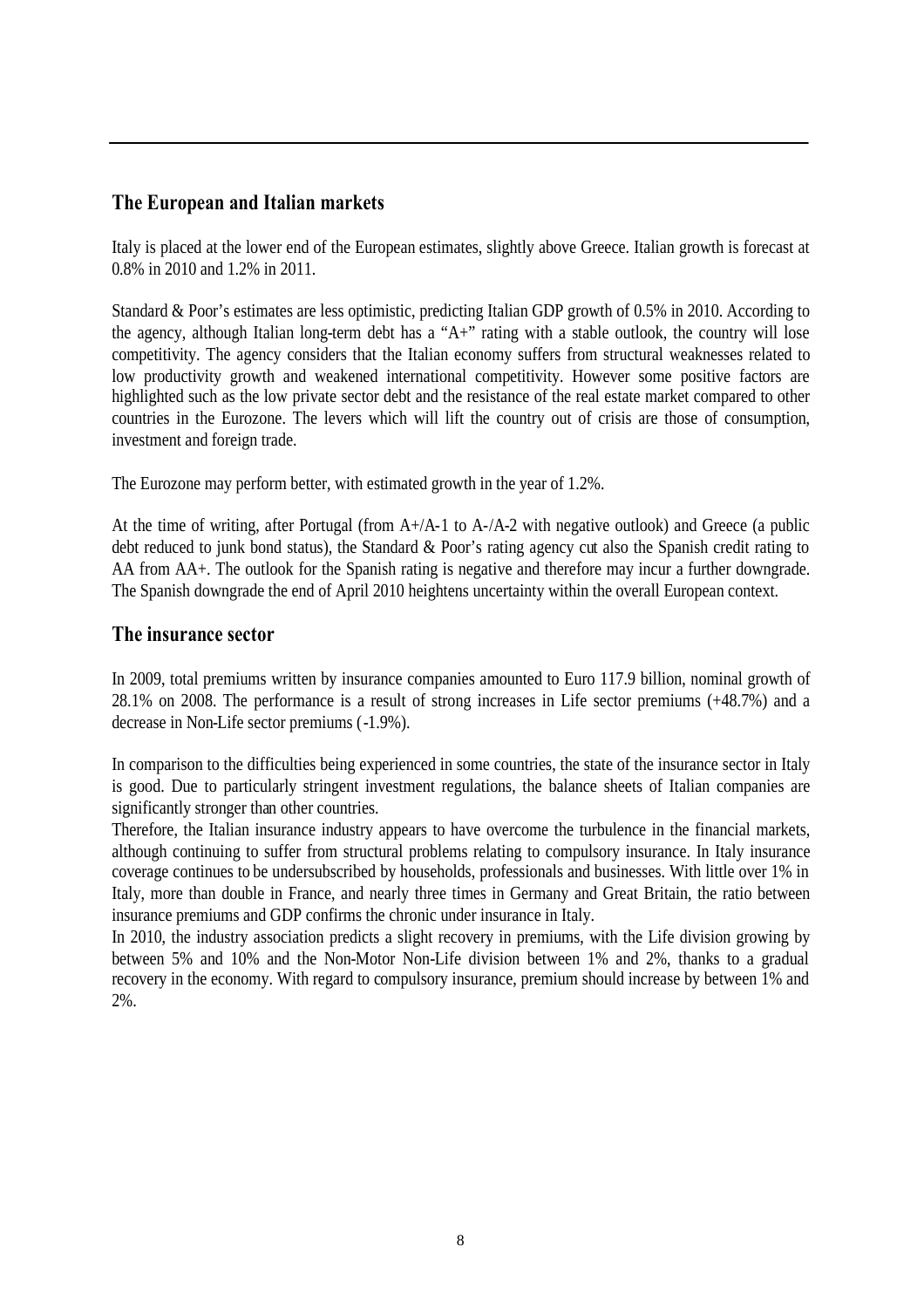## The European and Italian markets

Italy is placed at the lower end of the European estimates, slightly above Greece. Italian growth is forecast at 0.8% in 2010 and 1.2% in 2011.

Standard & Poor's estimates are less optimistic, predicting Italian GDP growth of 0.5% in 2010. According to the agency, although Italian long-term debt has a "A+" rating with a stable outlook, the country will lose competitivity. The agency considers that the Italian economy suffers from structural weaknesses related to low productivity growth and weakened international competitivity. However some positive factors are highlighted such as the low private sector debt and the resistance of the real estate market compared to other countries in the Eurozone. The levers which will lift the country out of crisis are those of consumption, investment and foreign trade.

The Eurozone may perform better, with estimated growth in the year of 1.2%.

At the time of writing, after Portugal (from A+/A-1 to A-/A-2 with negative outlook) and Greece (a public debt reduced to junk bond status), the Standard & Poor's rating agency cut also the Spanish credit rating to AA from AA+. The outlook for the Spanish rating is negative and therefore may incur a further downgrade. The Spanish downgrade the end of April 2010 heightens uncertainty within the overall European context.

## The insurance sector

In 2009, total premiums written by insurance companies amounted to Euro 117.9 billion, nominal growth of 28.1% on 2008. The performance is a result of strong increases in Life sector premiums (+48.7%) and a decrease in Non-Life sector premiums (-1.9%).

In comparison to the difficulties being experienced in some countries, the state of the insurance sector in Italy is good. Due to particularly stringent investment regulations, the balance sheets of Italian companies are significantly stronger than other countries.
Therefore, the Italian insurance industry appears to have overcome the turbulence in the financial markets, although continuing to suffer from structural problems relating to compulsory insurance. In Italy insurance coverage continues to be undersubscribed by households, professionals and businesses. With little over 1% in Italy, more than double in France, and nearly three times in Germany and Great Britain, the ratio between insurance premiums and GDP confirms the chronic under insurance in Italy.
In 2010, the industry association predicts a slight recovery in premiums, with the Life division growing by between 5% and 10% and the Non-Motor Non-Life division between 1% and 2%, thanks to a gradual recovery in the economy. With regard to compulsory insurance, premium should increase by between 1% and 2%.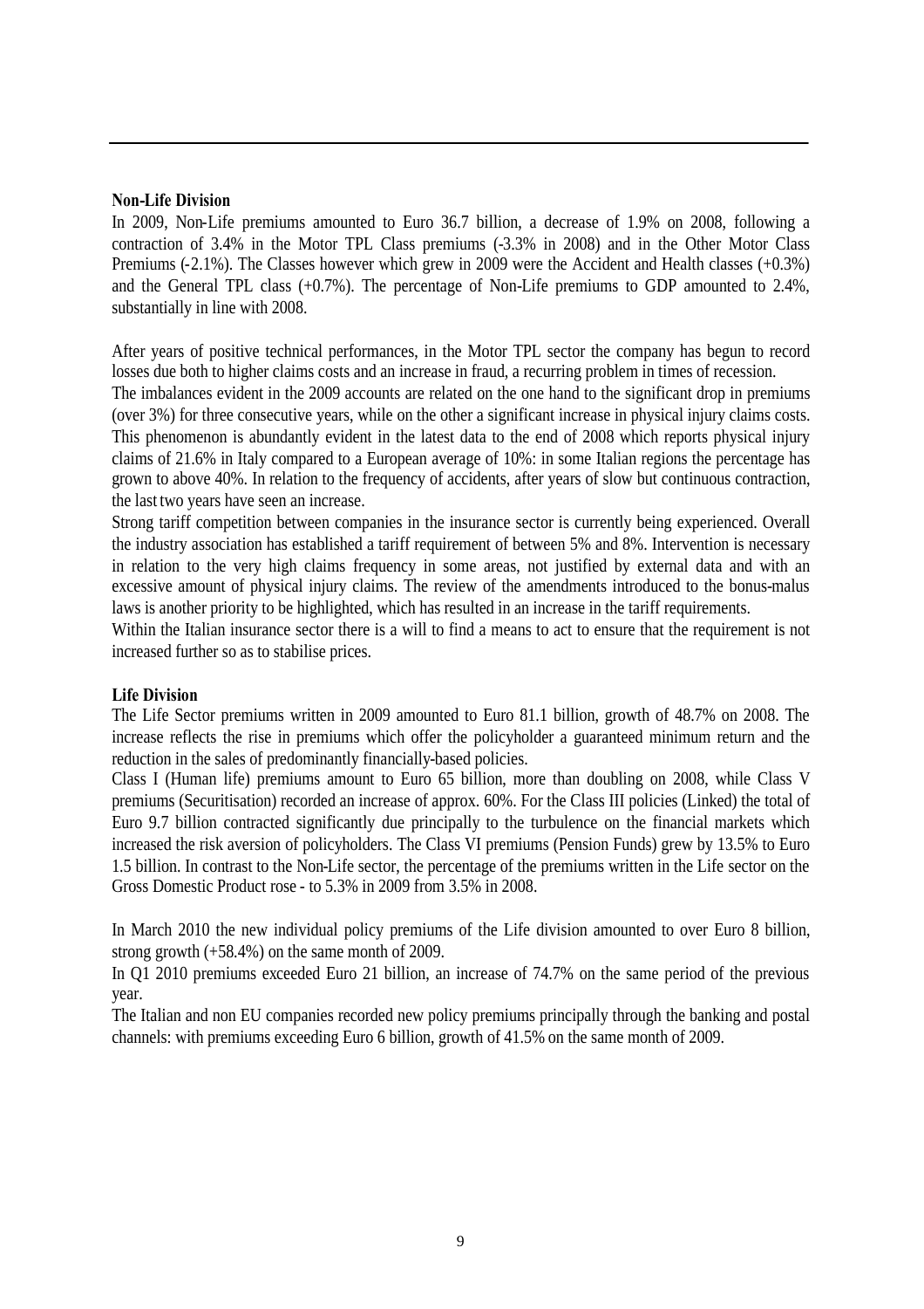**Non-Life Division**

In 2009, Non-Life premiums amounted to Euro 36.7 billion, a decrease of 1.9% on 2008, following a contraction of 3.4% in the Motor TPL Class premiums (-3.3% in 2008) and in the Other Motor Class Premiums (-2.1%). The Classes however which grew in 2009 were the Accident and Health classes (+0.3%) and the General TPL class (+0.7%). The percentage of Non-Life premiums to GDP amounted to 2.4%, substantially in line with 2008.

After years of positive technical performances, in the Motor TPL sector the company has begun to record losses due both to higher claims costs and an increase in fraud, a recurring problem in times of recession.

The imbalances evident in the 2009 accounts are related on the one hand to the significant drop in premiums (over 3%) for three consecutive years, while on the other a significant increase in physical injury claims costs. This phenomenon is abundantly evident in the latest data to the end of 2008 which reports physical injury claims of 21.6% in Italy compared to a European average of 10%: in some Italian regions the percentage has grown to above 40%. In relation to the frequency of accidents, after years of slow but continuous contraction, the last two years have seen an increase.

Strong tariff competition between companies in the insurance sector is currently being experienced. Overall the industry association has established a tariff requirement of between 5% and 8%. Intervention is necessary in relation to the very high claims frequency in some areas, not justified by external data and with an excessive amount of physical injury claims. The review of the amendments introduced to the bonus-malus laws is another priority to be highlighted, which has resulted in an increase in the tariff requirements.

Within the Italian insurance sector there is a will to find a means to act to ensure that the requirement is not increased further so as to stabilise prices.

**Life Division**

The Life Sector premiums written in 2009 amounted to Euro 81.1 billion, growth of 48.7% on 2008. The increase reflects the rise in premiums which offer the policyholder a guaranteed minimum return and the reduction in the sales of predominantly financially-based policies.

Class I (Human life) premiums amount to Euro 65 billion, more than doubling on 2008, while Class V premiums (Securitisation) recorded an increase of approx. 60%. For the Class III policies (Linked) the total of Euro 9.7 billion contracted significantly due principally to the turbulence on the financial markets which increased the risk aversion of policyholders. The Class VI premiums (Pension Funds) grew by 13.5% to Euro 1.5 billion. In contrast to the Non-Life sector, the percentage of the premiums written in the Life sector on the Gross Domestic Product rose - to 5.3% in 2009 from 3.5% in 2008.

In March 2010 the new individual policy premiums of the Life division amounted to over Euro 8 billion, strong growth (+58.4%) on the same month of 2009.

In Q1 2010 premiums exceeded Euro 21 billion, an increase of 74.7% on the same period of the previous year.

The Italian and non EU companies recorded new policy premiums principally through the banking and postal channels: with premiums exceeding Euro 6 billion, growth of 41.5% on the same month of 2009.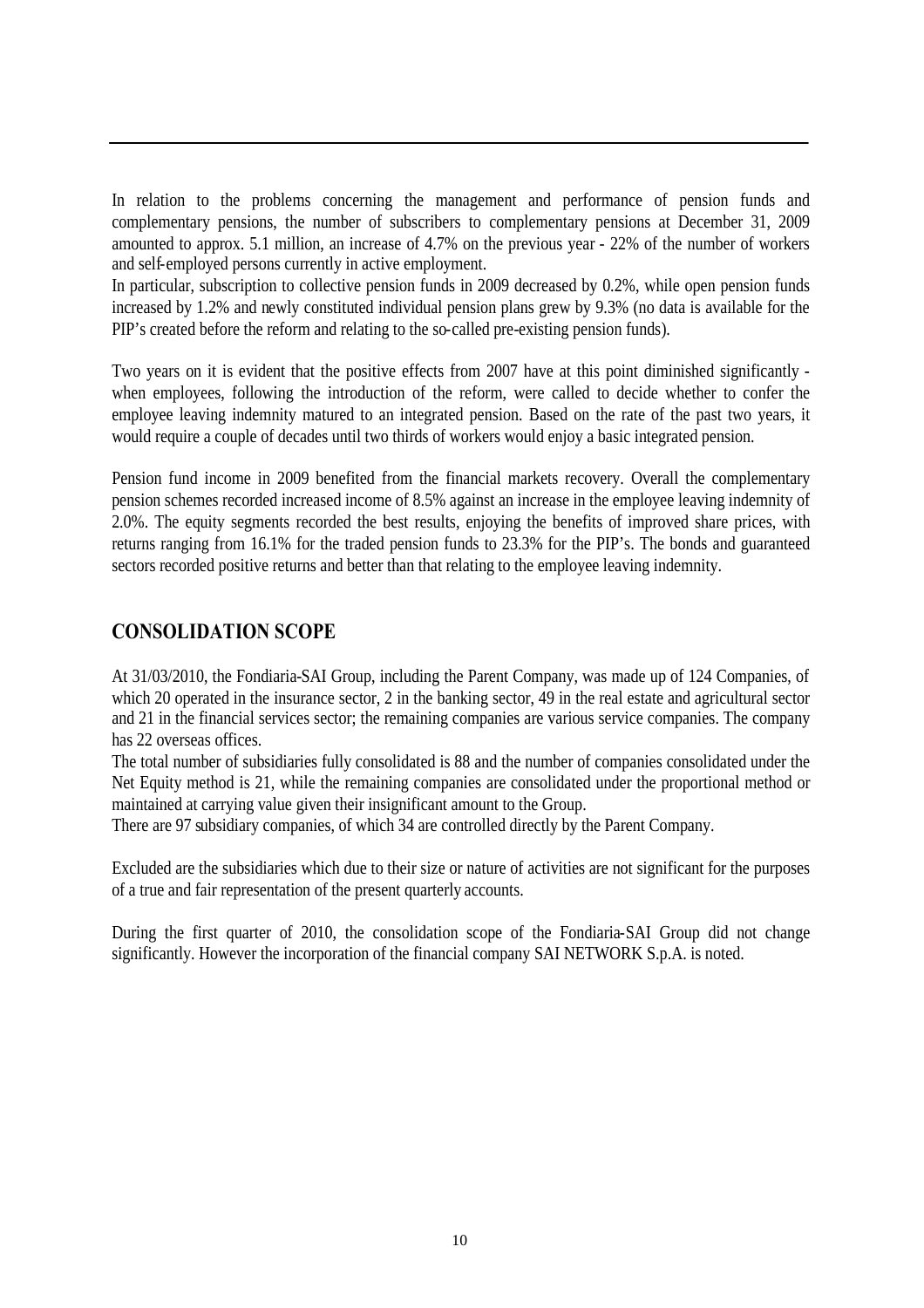In relation to the problems concerning the management and performance of pension funds and complementary pensions, the number of subscribers to complementary pensions at December 31, 2009 amounted to approx. 5.1 million, an increase of 4.7% on the previous year - 22% of the number of workers and self-employed persons currently in active employment.

In particular, subscription to collective pension funds in 2009 decreased by 0.2%, while open pension funds increased by 1.2% and newly constituted individual pension plans grew by 9.3% (no data is available for the PIP's created before the reform and relating to the so-called pre-existing pension funds).

Two years on it is evident that the positive effects from 2007 have at this point diminished significantly - when employees, following the introduction of the reform, were called to decide whether to confer the employee leaving indemnity matured to an integrated pension. Based on the rate of the past two years, it would require a couple of decades until two thirds of workers would enjoy a basic integrated pension.

Pension fund income in 2009 benefited from the financial markets recovery. Overall the complementary pension schemes recorded increased income of 8.5% against an increase in the employee leaving indemnity of 2.0%. The equity segments recorded the best results, enjoying the benefits of improved share prices, with returns ranging from 16.1% for the traded pension funds to 23.3% for the PIP's. The bonds and guaranteed sectors recorded positive returns and better than that relating to the employee leaving indemnity.

## CONSOLIDATION SCOPE

At 31/03/2010, the Fondiaria-SAI Group, including the Parent Company, was made up of 124 Companies, of which 20 operated in the insurance sector, 2 in the banking sector, 49 in the real estate and agricultural sector and 21 in the financial services sector; the remaining companies are various service companies. The company has 22 overseas offices.

The total number of subsidiaries fully consolidated is 88 and the number of companies consolidated under the Net Equity method is 21, while the remaining companies are consolidated under the proportional method or maintained at carrying value given their insignificant amount to the Group.

There are 97 subsidiary companies, of which 34 are controlled directly by the Parent Company.

Excluded are the subsidiaries which due to their size or nature of activities are not significant for the purposes of a true and fair representation of the present quarterly accounts.

During the first quarter of 2010, the consolidation scope of the Fondiaria-SAI Group did not change significantly. However the incorporation of the financial company SAI NETWORK S.p.A. is noted.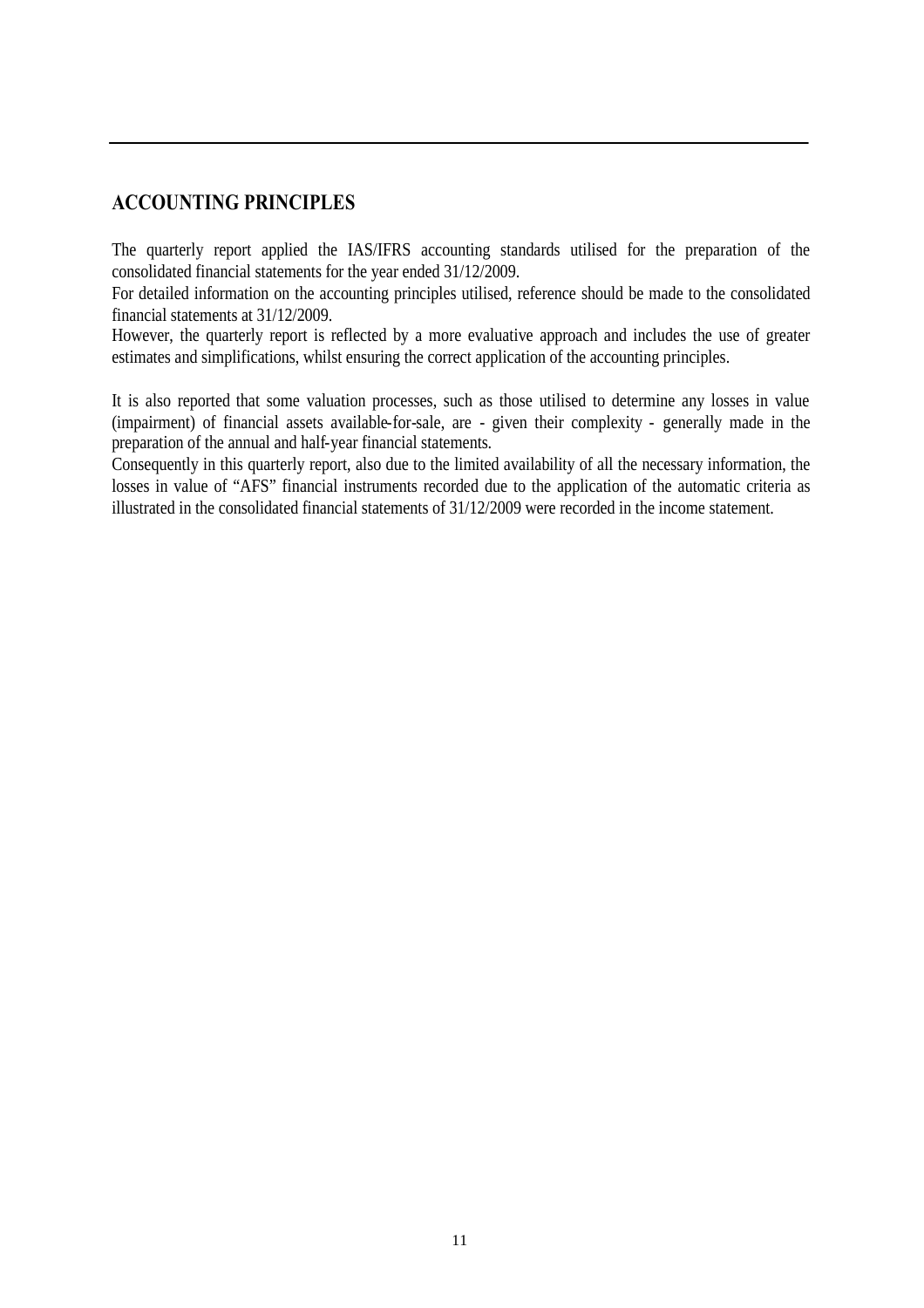## ACCOUNTING PRINCIPLES

The quarterly report applied the IAS/IFRS accounting standards utilised for the preparation of the consolidated financial statements for the year ended 31/12/2009.
For detailed information on the accounting principles utilised, reference should be made to the consolidated financial statements at 31/12/2009.
However, the quarterly report is reflected by a more evaluative approach and includes the use of greater estimates and simplifications, whilst ensuring the correct application of the accounting principles.

It is also reported that some valuation processes, such as those utilised to determine any losses in value (impairment) of financial assets available-for-sale, are - given their complexity - generally made in the preparation of the annual and half-year financial statements.
Consequently in this quarterly report, also due to the limited availability of all the necessary information, the losses in value of "AFS" financial instruments recorded due to the application of the automatic criteria as illustrated in the consolidated financial statements of 31/12/2009 were recorded in the income statement.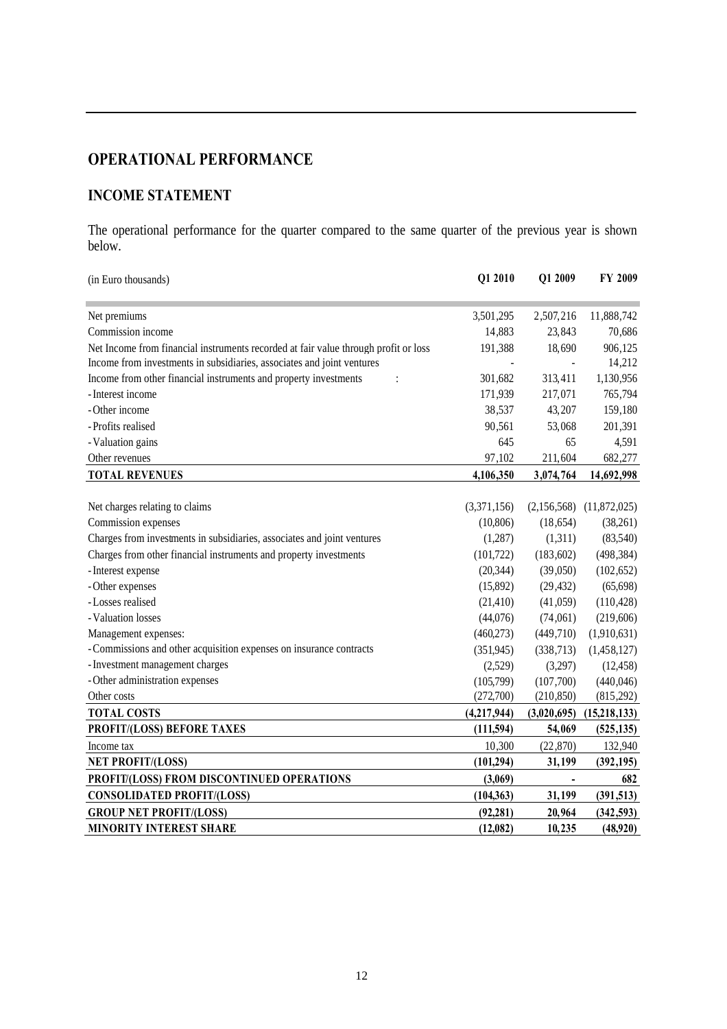# OPERATIONAL PERFORMANCE

## INCOME STATEMENT

The operational performance for the quarter compared to the same quarter of the previous year is shown below.

| (in Euro thousands) | Q1 2010 | Q1 2009 | FY 2009 |
|---|---|---|---|
| Net premiums | 3,501,295 | 2,507,216 | 11,888,742 |
| Commission income | 14,883 | 23,843 | 70,686 |
| Net Income from financial instruments recorded at fair value through profit or loss | 191,388 | 18,690 | 906,125 |
| Income from investments in subsidiaries, associates and joint ventures | - | - | 14,212 |
| Income from other financial instruments and property investments : | 301,682 | 313,411 | 1,130,956 |
| - Interest income | 171,939 | 217,071 | 765,794 |
| - Other income | 38,537 | 43,207 | 159,180 |
| - Profits realised | 90,561 | 53,068 | 201,391 |
| - Valuation gains | 645 | 65 | 4,591 |
| Other revenues | 97,102 | 211,604 | 682,277 |
| **TOTAL REVENUES** | **4,106,350** | **3,074,764** | **14,692,998** |
| Net charges relating to claims | (3,371,156) | (2,156,568) | (11,872,025) |
| Commission expenses | (10,806) | (18,654) | (38,261) |
| Charges from investments in subsidiaries, associates and joint ventures | (1,287) | (1,311) | (83,540) |
| Charges from other financial instruments and property investments | (101,722) | (183,602) | (498,384) |
| - Interest expense | (20,344) | (39,050) | (102,652) |
| - Other expenses | (15,892) | (29,432) | (65,698) |
| - Losses realised | (21,410) | (41,059) | (110,428) |
| - Valuation losses | (44,076) | (74,061) | (219,606) |
| Management expenses: | (460,273) | (449,710) | (1,910,631) |
| - Commissions and other acquisition expenses on insurance contracts | (351,945) | (338,713) | (1,458,127) |
| - Investment management charges | (2,529) | (3,297) | (12,458) |
| - Other administration expenses | (105,799) | (107,700) | (440,046) |
| Other costs | (272,700) | (210,850) | (815,292) |
| **TOTAL COSTS** | **(4,217,944)** | **(3,020,695)** | **(15,218,133)** |
| **PROFIT/(LOSS) BEFORE TAXES** | **(111,594)** | **54,069** | **(525,135)** |
| Income tax | 10,300 | (22,870) | 132,940 |
| **NET PROFIT/(LOSS)** | **(101,294)** | **31,199** | **(392,195)** |
| **PROFIT/(LOSS) FROM DISCONTINUED OPERATIONS** | **(3,069)** | **-** | **682** |
| **CONSOLIDATED PROFIT/(LOSS)** | **(104,363)** | **31,199** | **(391,513)** |
| **GROUP NET PROFIT/(LOSS)** | **(92,281)** | **20,964** | **(342,593)** |
| **MINORITY INTEREST SHARE** | **(12,082)** | **10,235** | **(48,920)** |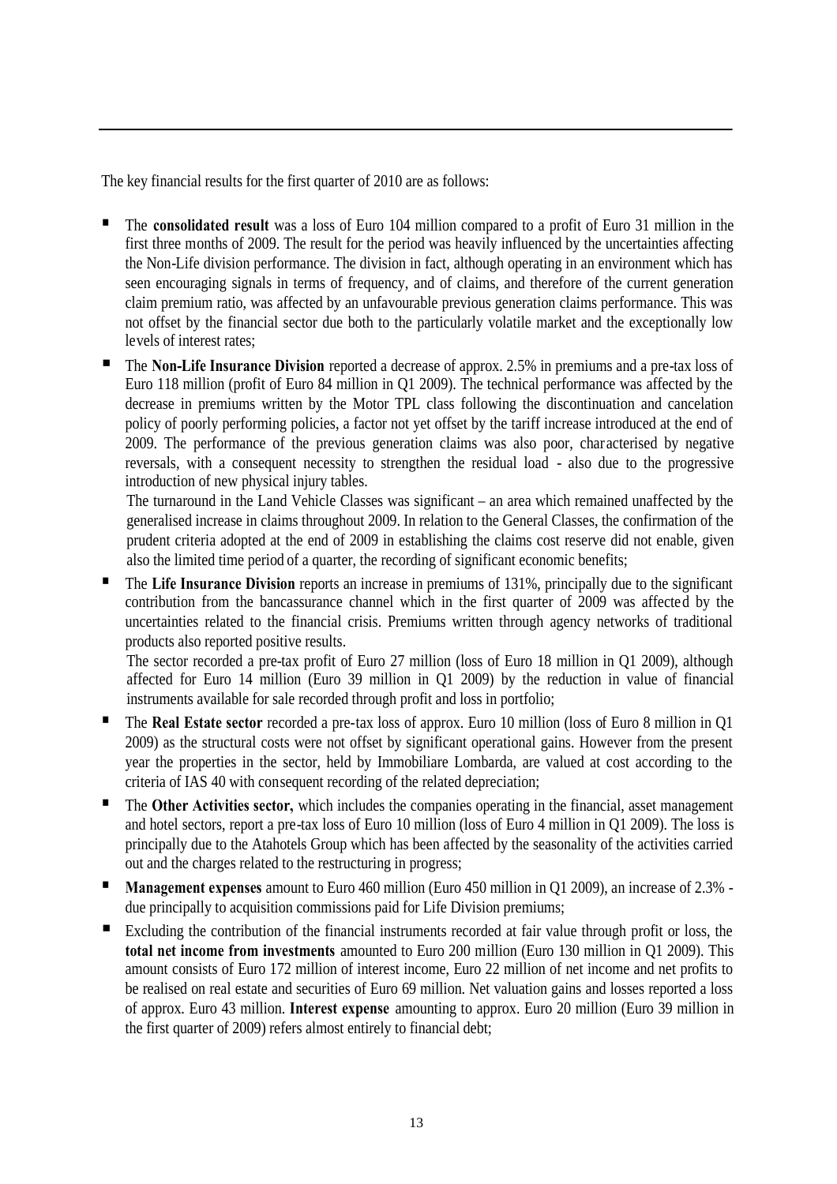The key financial results for the first quarter of 2010 are as follows:

- The **consolidated result** was a loss of Euro 104 million compared to a profit of Euro 31 million in the first three months of 2009. The result for the period was heavily influenced by the uncertainties affecting the Non-Life division performance. The division in fact, although operating in an environment which has seen encouraging signals in terms of frequency, and of claims, and therefore of the current generation claim premium ratio, was affected by an unfavourable previous generation claims performance. This was not offset by the financial sector due both to the particularly volatile market and the exceptionally low levels of interest rates;
- The **Non-Life Insurance Division** reported a decrease of approx. 2.5% in premiums and a pre-tax loss of Euro 118 million (profit of Euro 84 million in Q1 2009). The technical performance was affected by the decrease in premiums written by the Motor TPL class following the discontinuation and cancelation policy of poorly performing policies, a factor not yet offset by the tariff increase introduced at the end of 2009. The performance of the previous generation claims was also poor, characterised by negative reversals, with a consequent necessity to strengthen the residual load - also due to the progressive introduction of new physical injury tables.

  The turnaround in the Land Vehicle Classes was significant – an area which remained unaffected by the generalised increase in claims throughout 2009. In relation to the General Classes, the confirmation of the prudent criteria adopted at the end of 2009 in establishing the claims cost reserve did not enable, given also the limited time period of a quarter, the recording of significant economic benefits;
- The **Life Insurance Division** reports an increase in premiums of 131%, principally due to the significant contribution from the bancassurance channel which in the first quarter of 2009 was affected by the uncertainties related to the financial crisis. Premiums written through agency networks of traditional products also reported positive results.

  The sector recorded a pre-tax profit of Euro 27 million (loss of Euro 18 million in Q1 2009), although affected for Euro 14 million (Euro 39 million in Q1 2009) by the reduction in value of financial instruments available for sale recorded through profit and loss in portfolio;
- The **Real Estate sector** recorded a pre-tax loss of approx. Euro 10 million (loss of Euro 8 million in Q1 2009) as the structural costs were not offset by significant operational gains. However from the present year the properties in the sector, held by Immobiliare Lombarda, are valued at cost according to the criteria of IAS 40 with consequent recording of the related depreciation;
- The **Other Activities sector,** which includes the companies operating in the financial, asset management and hotel sectors, report a pre-tax loss of Euro 10 million (loss of Euro 4 million in Q1 2009). The loss is principally due to the Atahotels Group which has been affected by the seasonality of the activities carried out and the charges related to the restructuring in progress;
- **Management expenses** amount to Euro 460 million (Euro 450 million in Q1 2009), an increase of 2.3% - due principally to acquisition commissions paid for Life Division premiums;
- Excluding the contribution of the financial instruments recorded at fair value through profit or loss, the **total net income from investments** amounted to Euro 200 million (Euro 130 million in Q1 2009). This amount consists of Euro 172 million of interest income, Euro 22 million of net income and net profits to be realised on real estate and securities of Euro 69 million. Net valuation gains and losses reported a loss of approx. Euro 43 million. **Interest expense** amounting to approx. Euro 20 million (Euro 39 million in the first quarter of 2009) refers almost entirely to financial debt;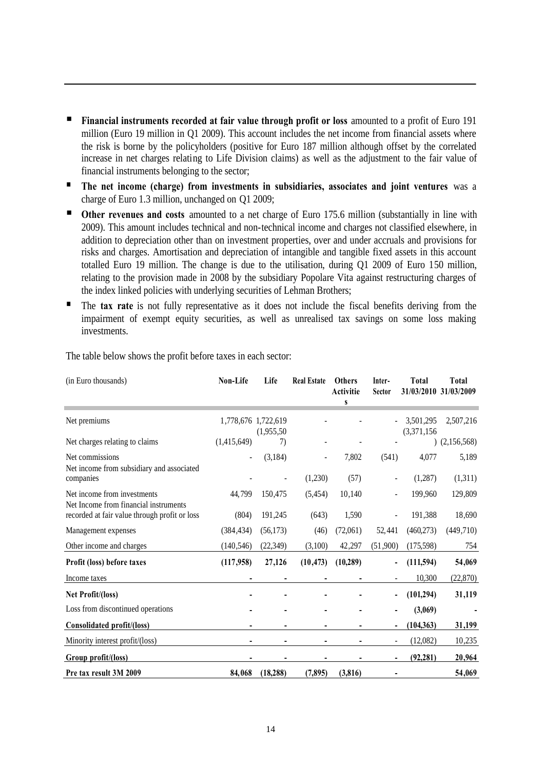- **Financial instruments recorded at fair value through profit or loss** amounted to a profit of Euro 191 million (Euro 19 million in Q1 2009). This account includes the net income from financial assets where the risk is borne by the policyholders (positive for Euro 187 million although offset by the correlated increase in net charges relating to Life Division claims) as well as the adjustment to the fair value of financial instruments belonging to the sector;
- **The net income (charge) from investments in subsidiaries, associates and joint ventures** was a charge of Euro 1.3 million, unchanged on Q1 2009;
- **Other revenues and costs** amounted to a net charge of Euro 175.6 million (substantially in line with 2009). This amount includes technical and non-technical income and charges not classified elsewhere, in addition to depreciation other than on investment properties, over and under accruals and provisions for risks and charges. Amortisation and depreciation of intangible and tangible fixed assets in this account totalled Euro 19 million. The change is due to the utilisation, during Q1 2009 of Euro 150 million, relating to the provision made in 2008 by the subsidiary Popolare Vita against restructuring charges of the index linked policies with underlying securities of Lehman Brothers;
- The **tax rate** is not fully representative as it does not include the fiscal benefits deriving from the impairment of exempt equity securities, as well as unrealised tax savings on some loss making investments.

The table below shows the profit before taxes in each sector:

| (in Euro thousands) | Non-Life | Life | Real Estate | Others Activities | Inter-Sector | Total 31/03/2010 | Total 31/03/2009 |
|---|---|---|---|---|---|---|---|
| Net premiums | 1,778,676 | 1,722,619 | - | - | - | 3,501,295 | 2,507,216 |
| Net charges relating to claims | (1,415,649) | (1,955,507) | - | - | - | (3,371,156) | (2,156,568) |
| Net commissions | - | (3,184) | - | 7,802 | (541) | 4,077 | 5,189 |
| Net income from subsidiary and associated companies | - | - | (1,230) | (57) | - | (1,287) | (1,311) |
| Net income from investments | 44,799 | 150,475 | (5,454) | 10,140 | - | 199,960 | 129,809 |
| Net Income from financial instruments recorded at fair value through profit or loss | (804) | 191,245 | (643) | 1,590 | - | 191,388 | 18,690 |
| Management expenses | (384,434) | (56,173) | (46) | (72,061) | 52,441 | (460,273) | (449,710) |
| Other income and charges | (140,546) | (22,349) | (3,100) | 42,297 | (51,900) | (175,598) | 754 |
| **Profit (loss) before taxes** | **(117,958)** | **27,126** | **(10,473)** | **(10,289)** | **-** | **(111,594)** | **54,069** |
| Income taxes | - | - | - | - | - | 10,300 | (22,870) |
| **Net Profit/(loss)** | **-** | **-** | **-** | **-** | **-** | **(101,294)** | **31,119** |
| Loss from discontinued operations | - | - | - | - | - | **(3,069)** | **-** |
| **Consolidated profit/(loss)** | **-** | **-** | **-** | **-** | **-** | **(104,363)** | **31,199** |
| Minority interest profit/(loss) | - | - | - | - | - | (12,082) | 10,235 |
| **Group profit/(loss)** | **-** | **-** | **-** | **-** | **-** | **(92,281)** | **20,964** |
| **Pre tax result 3M 2009** | **84,068** | **(18,288)** | **(7,895)** | **(3,816)** | **-** | | **54,069** |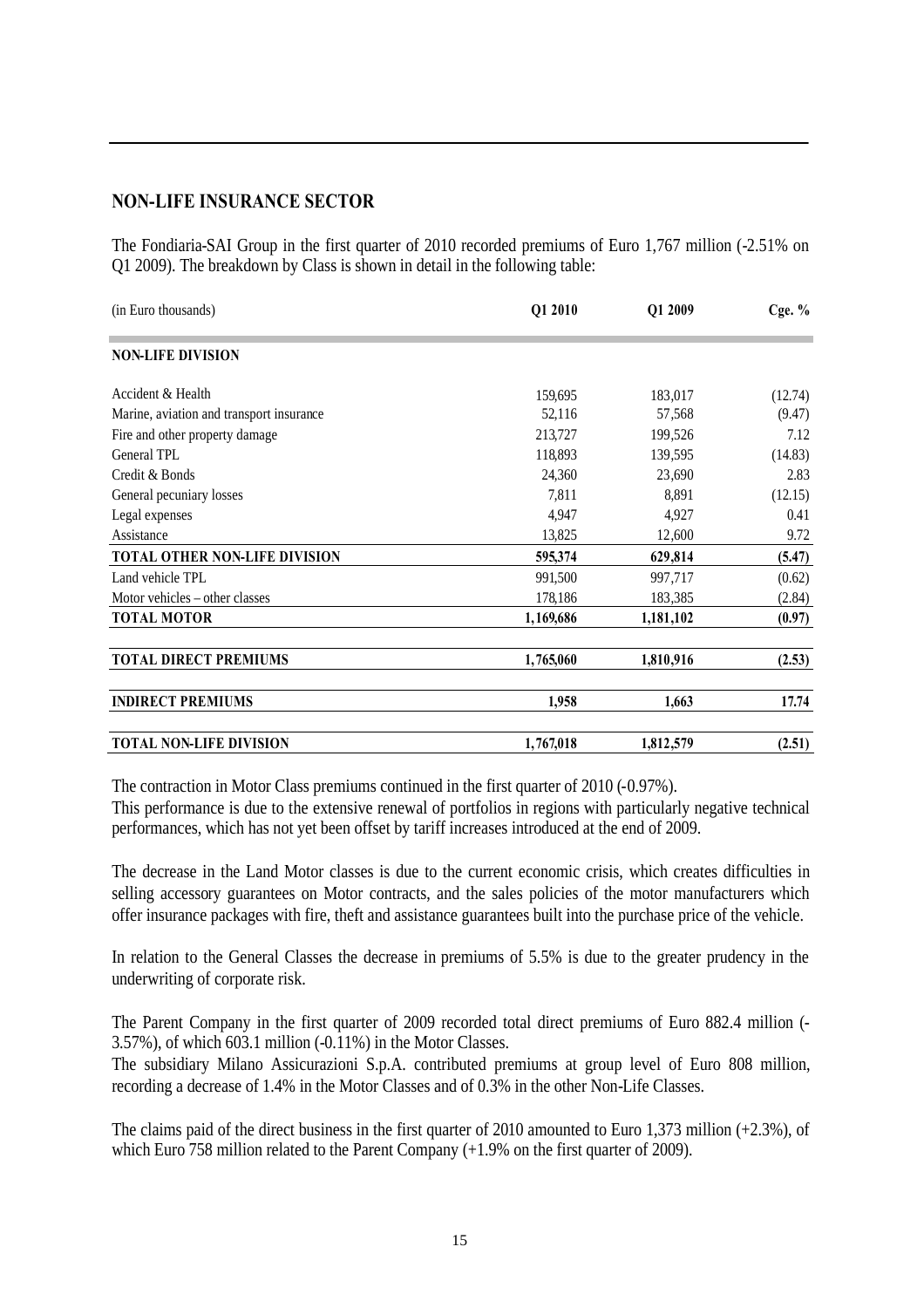## NON-LIFE INSURANCE SECTOR

The Fondiaria-SAI Group in the first quarter of 2010 recorded premiums of Euro 1,767 million (-2.51% on Q1 2009). The breakdown by Class is shown in detail in the following table:

| (in Euro thousands) | Q1 2010 | Q1 2009 | Cge. % |
|---|---|---|---|
| **NON-LIFE DIVISION** | | | |
| Accident & Health | 159,695 | 183,017 | (12.74) |
| Marine, aviation and transport insurance | 52,116 | 57,568 | (9.47) |
| Fire and other property damage | 213,727 | 199,526 | 7.12 |
| General TPL | 118,893 | 139,595 | (14.83) |
| Credit & Bonds | 24,360 | 23,690 | 2.83 |
| General pecuniary losses | 7,811 | 8,891 | (12.15) |
| Legal expenses | 4,947 | 4,927 | 0.41 |
| Assistance | 13,825 | 12,600 | 9.72 |
| **TOTAL OTHER NON-LIFE DIVISION** | **595,374** | **629,814** | **(5.47)** |
| Land vehicle TPL | 991,500 | 997,717 | (0.62) |
| Motor vehicles – other classes | 178,186 | 183,385 | (2.84) |
| **TOTAL MOTOR** | **1,169,686** | **1,181,102** | **(0.97)** |
| **TOTAL DIRECT PREMIUMS** | **1,765,060** | **1,810,916** | **(2.53)** |
| **INDIRECT PREMIUMS** | **1,958** | **1,663** | **17.74** |
| **TOTAL NON-LIFE DIVISION** | **1,767,018** | **1,812,579** | **(2.51)** |

The contraction in Motor Class premiums continued in the first quarter of 2010 (-0.97%).
This performance is due to the extensive renewal of portfolios in regions with particularly negative technical performances, which has not yet been offset by tariff increases introduced at the end of 2009.

The decrease in the Land Motor classes is due to the current economic crisis, which creates difficulties in selling accessory guarantees on Motor contracts, and the sales policies of the motor manufacturers which offer insurance packages with fire, theft and assistance guarantees built into the purchase price of the vehicle.

In relation to the General Classes the decrease in premiums of 5.5% is due to the greater prudency in the underwriting of corporate risk.

The Parent Company in the first quarter of 2009 recorded total direct premiums of Euro 882.4 million (-3.57%), of which 603.1 million (-0.11%) in the Motor Classes.
The subsidiary Milano Assicurazioni S.p.A. contributed premiums at group level of Euro 808 million, recording a decrease of 1.4% in the Motor Classes and of 0.3% in the other Non-Life Classes.

The claims paid of the direct business in the first quarter of 2010 amounted to Euro 1,373 million (+2.3%), of which Euro 758 million related to the Parent Company (+1.9% on the first quarter of 2009).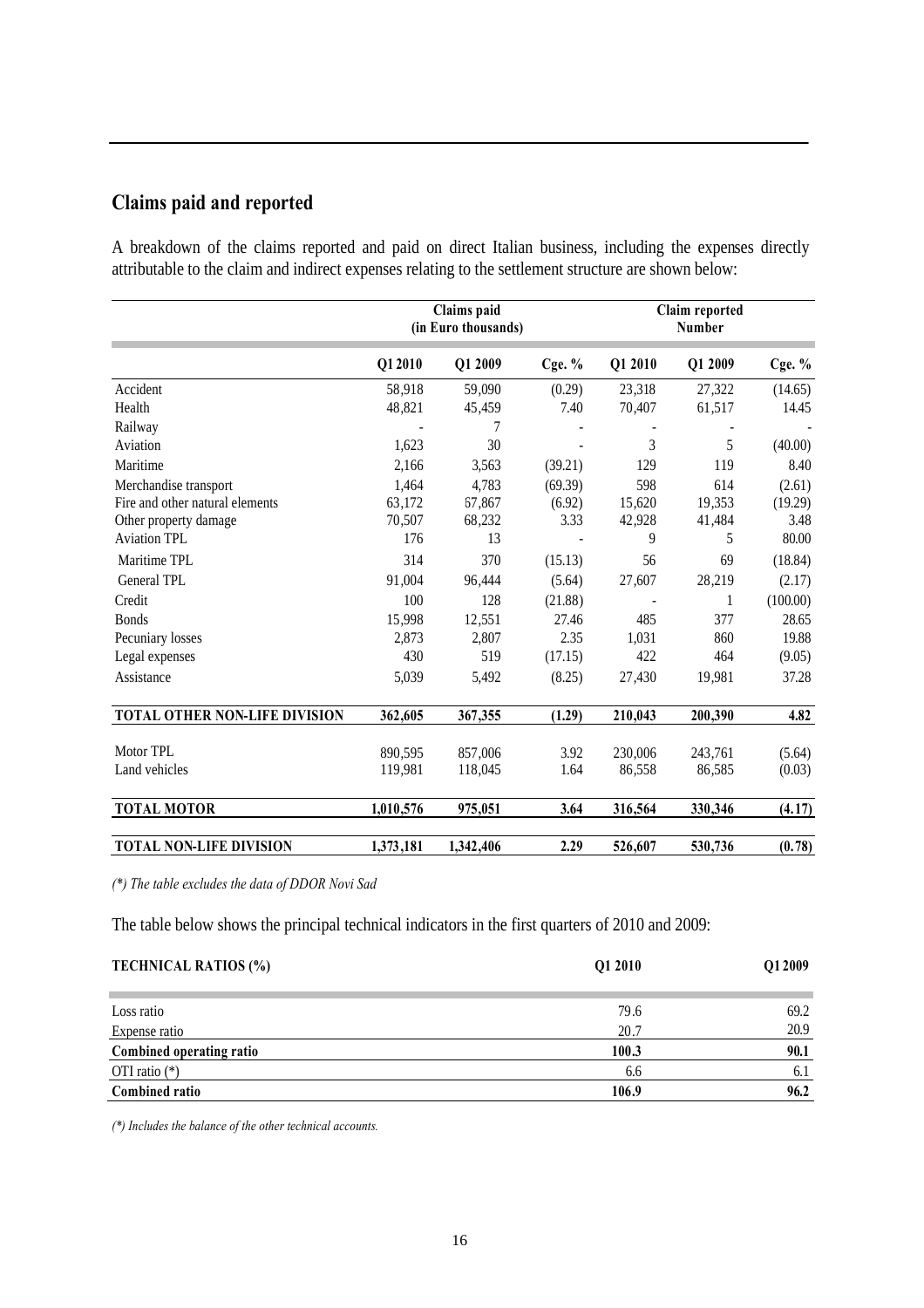## Claims paid and reported

A breakdown of the claims reported and paid on direct Italian business, including the expenses directly attributable to the claim and indirect expenses relating to the settlement structure are shown below:

| | Claims paid (in Euro thousands) | | | Claim reported Number | | |
|---|---|---|---|---|---|---|
| | **Q1 2010** | **Q1 2009** | **Cge. %** | **Q1 2010** | **Q1 2009** | **Cge. %** |
| Accident | 58,918 | 59,090 | (0.29) | 23,318 | 27,322 | (14.65) |
| Health | 48,821 | 45,459 | 7.40 | 70,407 | 61,517 | 14.45 |
| Railway | - | 7 | - | - | - | - |
| Aviation | 1,623 | 30 | - | 3 | 5 | (40.00) |
| Maritime | 2,166 | 3,563 | (39.21) | 129 | 119 | 8.40 |
| Merchandise transport | 1,464 | 4,783 | (69.39) | 598 | 614 | (2.61) |
| Fire and other natural elements | 63,172 | 67,867 | (6.92) | 15,620 | 19,353 | (19.29) |
| Other property damage | 70,507 | 68,232 | 3.33 | 42,928 | 41,484 | 3.48 |
| Aviation TPL | 176 | 13 | - | 9 | 5 | 80.00 |
| Maritime TPL | 314 | 370 | (15.13) | 56 | 69 | (18.84) |
| General TPL | 91,004 | 96,444 | (5.64) | 27,607 | 28,219 | (2.17) |
| Credit | 100 | 128 | (21.88) | - | 1 | (100.00) |
| Bonds | 15,998 | 12,551 | 27.46 | 485 | 377 | 28.65 |
| Pecuniary losses | 2,873 | 2,807 | 2.35 | 1,031 | 860 | 19.88 |
| Legal expenses | 430 | 519 | (17.15) | 422 | 464 | (9.05) |
| Assistance | 5,039 | 5,492 | (8.25) | 27,430 | 19,981 | 37.28 |
| **TOTAL OTHER NON-LIFE DIVISION** | **362,605** | **367,355** | **(1.29)** | **210,043** | **200,390** | **4.82** |
| Motor TPL | 890,595 | 857,006 | 3.92 | 230,006 | 243,761 | (5.64) |
| Land vehicles | 119,981 | 118,045 | 1.64 | 86,558 | 86,585 | (0.03) |
| **TOTAL MOTOR** | **1,010,576** | **975,051** | **3.64** | **316,564** | **330,346** | **(4.17)** |
| **TOTAL NON-LIFE DIVISION** | **1,373,181** | **1,342,406** | **2.29** | **526,607** | **530,736** | **(0.78)** |

*(\*) The table excludes the data of DDOR Novi Sad*

The table below shows the principal technical indicators in the first quarters of 2010 and 2009:

| **TECHNICAL RATIOS (%)** | **Q1 2010** | **Q1 2009** |
|---|---|---|
| Loss ratio | 79.6 | 69.2 |
| Expense ratio | 20.7 | 20.9 |
| **Combined operating ratio** | **100.3** | **90.1** |
| OTI ratio (*) | 6.6 | 6.1 |
| **Combined ratio** | **106.9** | **96.2** |

*(\*) Includes the balance of the other technical accounts.*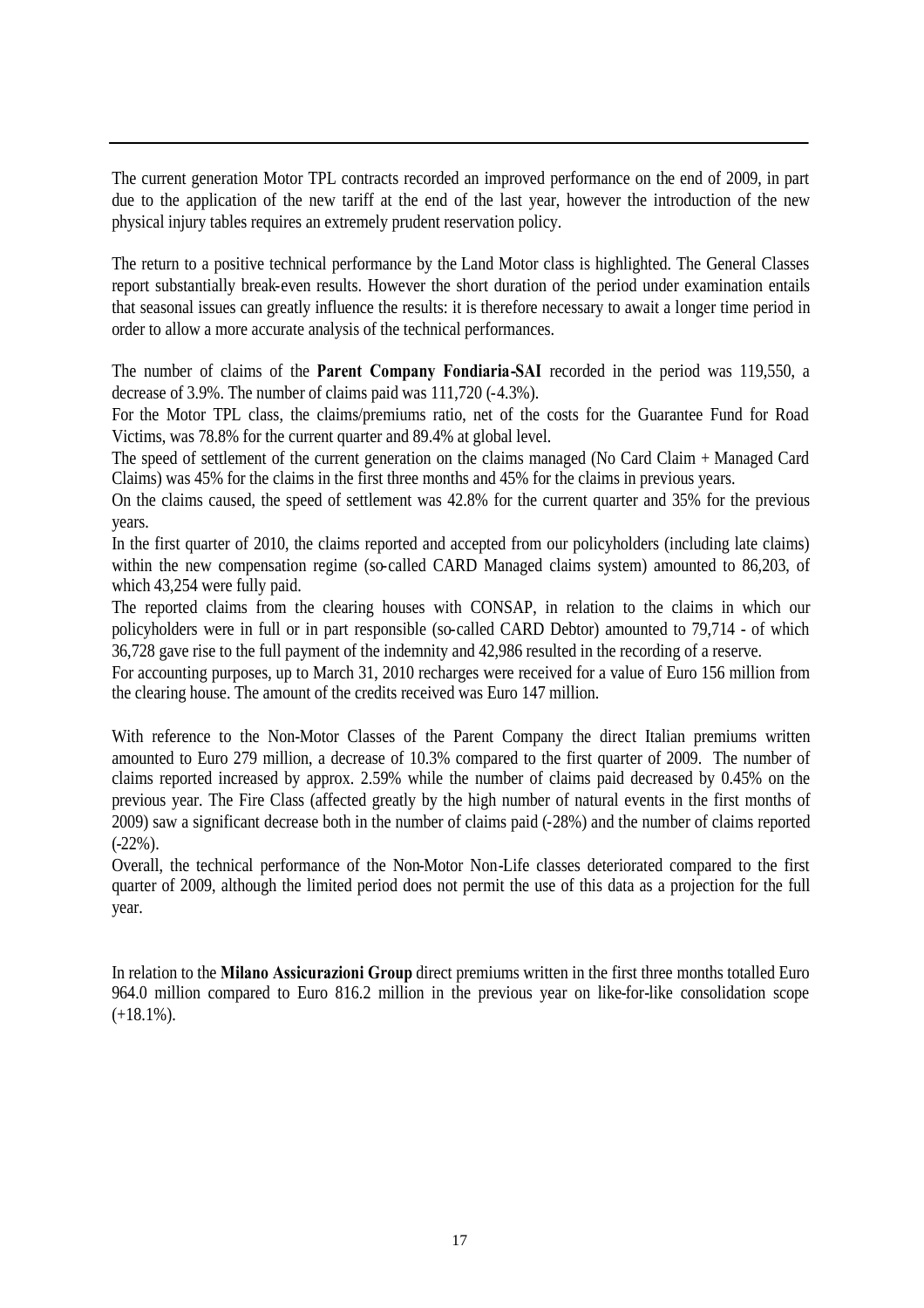The current generation Motor TPL contracts recorded an improved performance on the end of 2009, in part due to the application of the new tariff at the end of the last year, however the introduction of the new physical injury tables requires an extremely prudent reservation policy.

The return to a positive technical performance by the Land Motor class is highlighted. The General Classes report substantially break-even results. However the short duration of the period under examination entails that seasonal issues can greatly influence the results: it is therefore necessary to await a longer time period in order to allow a more accurate analysis of the technical performances.

The number of claims of the **Parent Company Fondiaria-SAI** recorded in the period was 119,550, a decrease of 3.9%. The number of claims paid was 111,720 (-4.3%).

For the Motor TPL class, the claims/premiums ratio, net of the costs for the Guarantee Fund for Road Victims, was 78.8% for the current quarter and 89.4% at global level.

The speed of settlement of the current generation on the claims managed (No Card Claim + Managed Card Claims) was 45% for the claims in the first three months and 45% for the claims in previous years.

On the claims caused, the speed of settlement was 42.8% for the current quarter and 35% for the previous years.

In the first quarter of 2010, the claims reported and accepted from our policyholders (including late claims) within the new compensation regime (so-called CARD Managed claims system) amounted to 86,203, of which 43,254 were fully paid.

The reported claims from the clearing houses with CONSAP, in relation to the claims in which our policyholders were in full or in part responsible (so-called CARD Debtor) amounted to 79,714 - of which 36,728 gave rise to the full payment of the indemnity and 42,986 resulted in the recording of a reserve.

For accounting purposes, up to March 31, 2010 recharges were received for a value of Euro 156 million from the clearing house. The amount of the credits received was Euro 147 million.

With reference to the Non-Motor Classes of the Parent Company the direct Italian premiums written amounted to Euro 279 million, a decrease of 10.3% compared to the first quarter of 2009. The number of claims reported increased by approx. 2.59% while the number of claims paid decreased by 0.45% on the previous year. The Fire Class (affected greatly by the high number of natural events in the first months of 2009) saw a significant decrease both in the number of claims paid (-28%) and the number of claims reported (-22%).

Overall, the technical performance of the Non-Motor Non-Life classes deteriorated compared to the first quarter of 2009, although the limited period does not permit the use of this data as a projection for the full year.

In relation to the **Milano Assicurazioni Group** direct premiums written in the first three months totalled Euro 964.0 million compared to Euro 816.2 million in the previous year on like-for-like consolidation scope (+18.1%).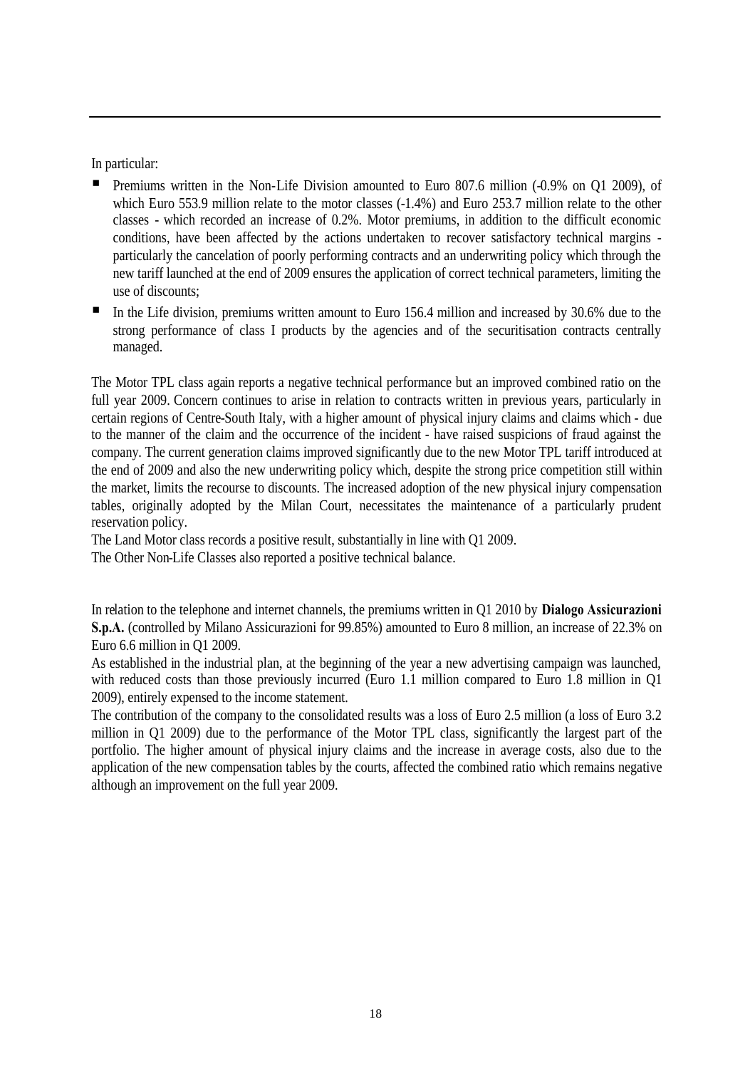In particular:

- Premiums written in the Non-Life Division amounted to Euro 807.6 million (-0.9% on Q1 2009), of which Euro 553.9 million relate to the motor classes (-1.4%) and Euro 253.7 million relate to the other classes - which recorded an increase of 0.2%. Motor premiums, in addition to the difficult economic conditions, have been affected by the actions undertaken to recover satisfactory technical margins - particularly the cancelation of poorly performing contracts and an underwriting policy which through the new tariff launched at the end of 2009 ensures the application of correct technical parameters, limiting the use of discounts;
- In the Life division, premiums written amount to Euro 156.4 million and increased by 30.6% due to the strong performance of class I products by the agencies and of the securitisation contracts centrally managed.

The Motor TPL class again reports a negative technical performance but an improved combined ratio on the full year 2009. Concern continues to arise in relation to contracts written in previous years, particularly in certain regions of Centre-South Italy, with a higher amount of physical injury claims and claims which - due to the manner of the claim and the occurrence of the incident - have raised suspicions of fraud against the company. The current generation claims improved significantly due to the new Motor TPL tariff introduced at the end of 2009 and also the new underwriting policy which, despite the strong price competition still within the market, limits the recourse to discounts. The increased adoption of the new physical injury compensation tables, originally adopted by the Milan Court, necessitates the maintenance of a particularly prudent reservation policy.
The Land Motor class records a positive result, substantially in line with Q1 2009.
The Other Non-Life Classes also reported a positive technical balance.

In relation to the telephone and internet channels, the premiums written in Q1 2010 by **Dialogo Assicurazioni S.p.A.** (controlled by Milano Assicurazioni for 99.85%) amounted to Euro 8 million, an increase of 22.3% on Euro 6.6 million in Q1 2009.
As established in the industrial plan, at the beginning of the year a new advertising campaign was launched, with reduced costs than those previously incurred (Euro 1.1 million compared to Euro 1.8 million in Q1 2009), entirely expensed to the income statement.
The contribution of the company to the consolidated results was a loss of Euro 2.5 million (a loss of Euro 3.2 million in Q1 2009) due to the performance of the Motor TPL class, significantly the largest part of the portfolio. The higher amount of physical injury claims and the increase in average costs, also due to the application of the new compensation tables by the courts, affected the combined ratio which remains negative although an improvement on the full year 2009.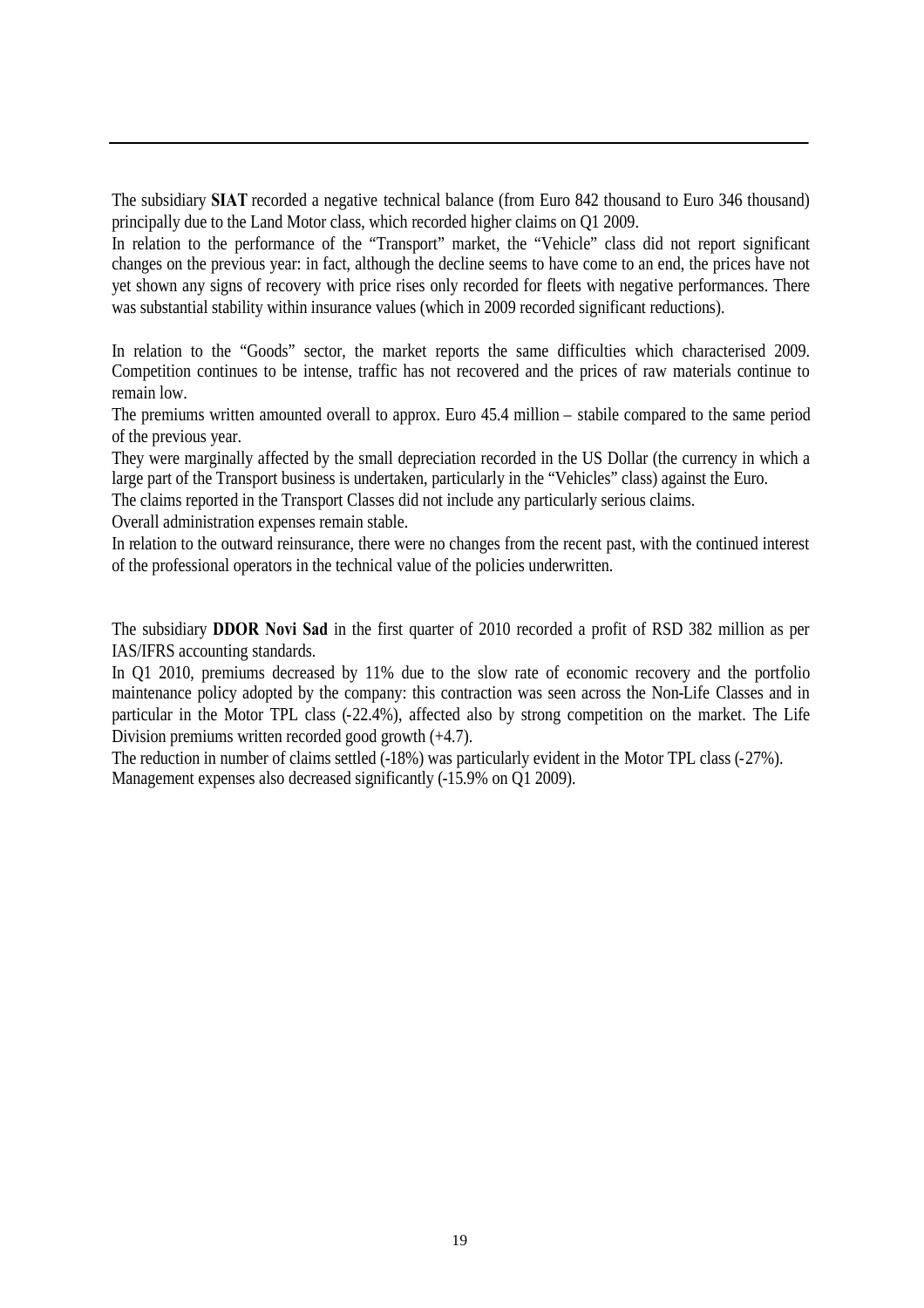The subsidiary **SIAT** recorded a negative technical balance (from Euro 842 thousand to Euro 346 thousand) principally due to the Land Motor class, which recorded higher claims on Q1 2009.

In relation to the performance of the "Transport" market, the "Vehicle" class did not report significant changes on the previous year: in fact, although the decline seems to have come to an end, the prices have not yet shown any signs of recovery with price rises only recorded for fleets with negative performances. There was substantial stability within insurance values (which in 2009 recorded significant reductions).

In relation to the "Goods" sector, the market reports the same difficulties which characterised 2009. Competition continues to be intense, traffic has not recovered and the prices of raw materials continue to remain low.

The premiums written amounted overall to approx. Euro 45.4 million – stabile compared to the same period of the previous year.

They were marginally affected by the small depreciation recorded in the US Dollar (the currency in which a large part of the Transport business is undertaken, particularly in the "Vehicles" class) against the Euro.

The claims reported in the Transport Classes did not include any particularly serious claims.

Overall administration expenses remain stable.

In relation to the outward reinsurance, there were no changes from the recent past, with the continued interest of the professional operators in the technical value of the policies underwritten.

The subsidiary **DDOR Novi Sad** in the first quarter of 2010 recorded a profit of RSD 382 million as per IAS/IFRS accounting standards.

In Q1 2010, premiums decreased by 11% due to the slow rate of economic recovery and the portfolio maintenance policy adopted by the company: this contraction was seen across the Non-Life Classes and in particular in the Motor TPL class (-22.4%), affected also by strong competition on the market. The Life Division premiums written recorded good growth (+4.7).

The reduction in number of claims settled (-18%) was particularly evident in the Motor TPL class (-27%).

Management expenses also decreased significantly (-15.9% on Q1 2009).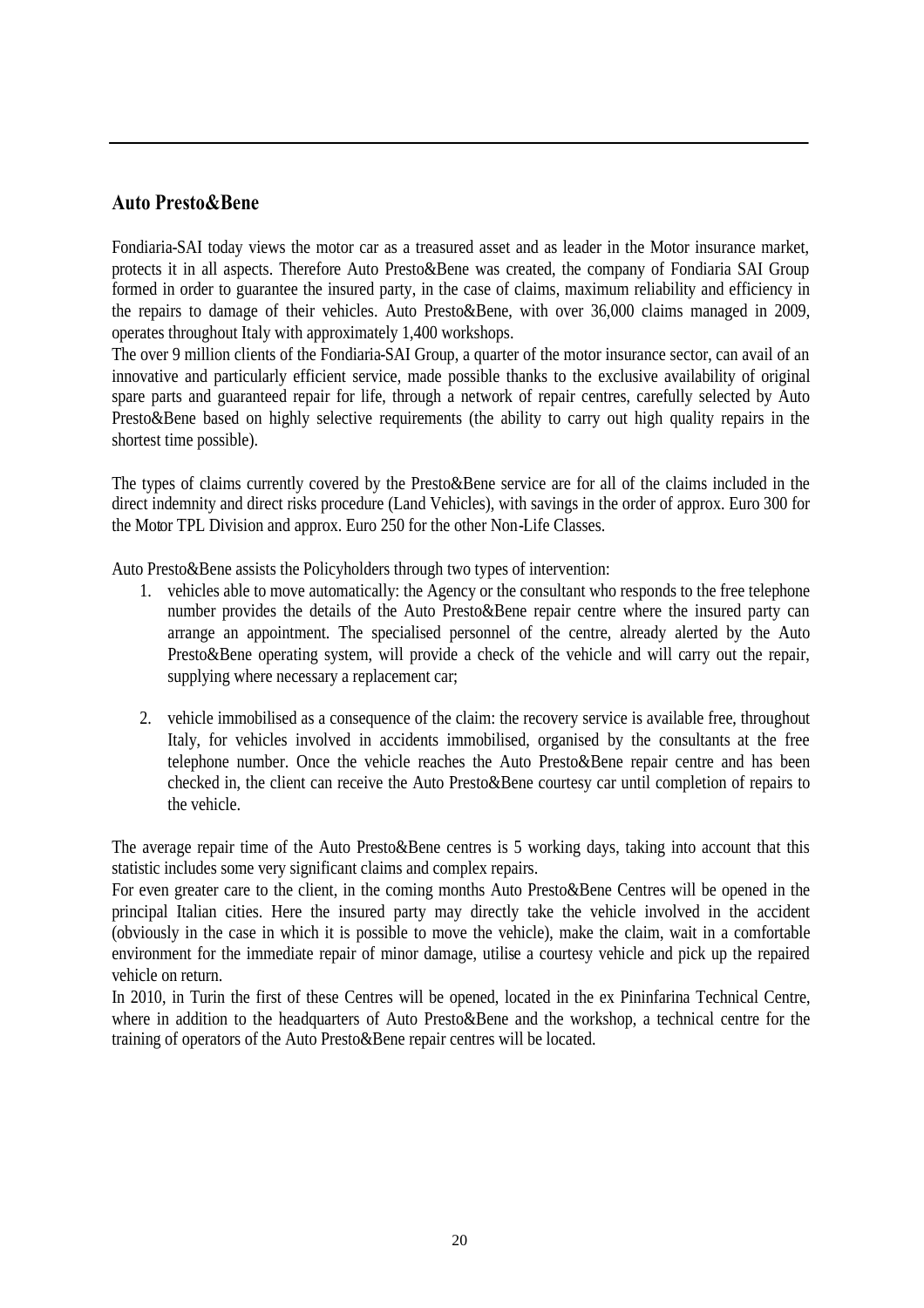## Auto Presto&Bene

Fondiaria-SAI today views the motor car as a treasured asset and as leader in the Motor insurance market, protects it in all aspects. Therefore Auto Presto&Bene was created, the company of Fondiaria SAI Group formed in order to guarantee the insured party, in the case of claims, maximum reliability and efficiency in the repairs to damage of their vehicles. Auto Presto&Bene, with over 36,000 claims managed in 2009, operates throughout Italy with approximately 1,400 workshops.

The over 9 million clients of the Fondiaria-SAI Group, a quarter of the motor insurance sector, can avail of an innovative and particularly efficient service, made possible thanks to the exclusive availability of original spare parts and guaranteed repair for life, through a network of repair centres, carefully selected by Auto Presto&Bene based on highly selective requirements (the ability to carry out high quality repairs in the shortest time possible).

The types of claims currently covered by the Presto&Bene service are for all of the claims included in the direct indemnity and direct risks procedure (Land Vehicles), with savings in the order of approx. Euro 300 for the Motor TPL Division and approx. Euro 250 for the other Non-Life Classes.

Auto Presto&Bene assists the Policyholders through two types of intervention:

1. vehicles able to move automatically: the Agency or the consultant who responds to the free telephone number provides the details of the Auto Presto&Bene repair centre where the insured party can arrange an appointment. The specialised personnel of the centre, already alerted by the Auto Presto&Bene operating system, will provide a check of the vehicle and will carry out the repair, supplying where necessary a replacement car;

2. vehicle immobilised as a consequence of the claim: the recovery service is available free, throughout Italy, for vehicles involved in accidents immobilised, organised by the consultants at the free telephone number. Once the vehicle reaches the Auto Presto&Bene repair centre and has been checked in, the client can receive the Auto Presto&Bene courtesy car until completion of repairs to the vehicle.

The average repair time of the Auto Presto&Bene centres is 5 working days, taking into account that this statistic includes some very significant claims and complex repairs.

For even greater care to the client, in the coming months Auto Presto&Bene Centres will be opened in the principal Italian cities. Here the insured party may directly take the vehicle involved in the accident (obviously in the case in which it is possible to move the vehicle), make the claim, wait in a comfortable environment for the immediate repair of minor damage, utilise a courtesy vehicle and pick up the repaired vehicle on return.

In 2010, in Turin the first of these Centres will be opened, located in the ex Pininfarina Technical Centre, where in addition to the headquarters of Auto Presto&Bene and the workshop, a technical centre for the training of operators of the Auto Presto&Bene repair centres will be located.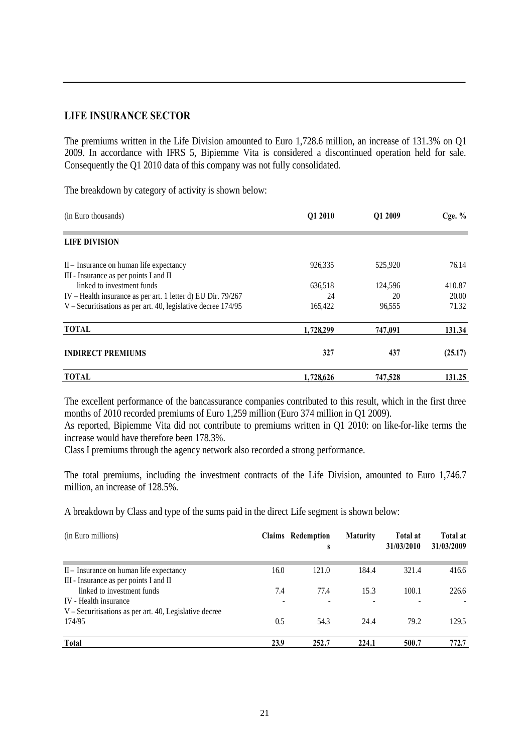## LIFE INSURANCE SECTOR

The premiums written in the Life Division amounted to Euro 1,728.6 million, an increase of 131.3% on Q1 2009. In accordance with IFRS 5, Bipiemme Vita is considered a discontinued operation held for sale. Consequently the Q1 2010 data of this company was not fully consolidated.

The breakdown by category of activity is shown below:

| (in Euro thousands) | Q1 2010 | Q1 2009 | Cge. % |
|---|---|---|---|
| **LIFE DIVISION** | | | |
| II – Insurance on human life expectancy | 926,335 | 525,920 | 76.14 |
| III - Insurance as per points I and II linked to investment funds | 636,518 | 124,596 | 410.87 |
| IV – Health insurance as per art. 1 letter d) EU Dir. 79/267 | 24 | 20 | 20.00 |
| V – Securitisations as per art. 40, legislative decree 174/95 | 165,422 | 96,555 | 71.32 |
| **TOTAL** | **1,728,299** | **747,091** | **131.34** |
| **INDIRECT PREMIUMS** | **327** | **437** | **(25.17)** |
| **TOTAL** | **1,728,626** | **747,528** | **131.25** |

The excellent performance of the bancassurance companies contributed to this result, which in the first three months of 2010 recorded premiums of Euro 1,259 million (Euro 374 million in Q1 2009).
As reported, Bipiemme Vita did not contribute to premiums written in Q1 2010: on like-for-like terms the increase would have therefore been 178.3%.
Class I premiums through the agency network also recorded a strong performance.

The total premiums, including the investment contracts of the Life Division, amounted to Euro 1,746.7 million, an increase of 128.5%.

A breakdown by Class and type of the sums paid in the direct Life segment is shown below:

| (in Euro millions) | Claims | Redemptions | Maturity | Total at 31/03/2010 | Total at 31/03/2009 |
|---|---|---|---|---|---|
| II – Insurance on human life expectancy | 16.0 | 121.0 | 184.4 | 321.4 | 416.6 |
| III - Insurance as per points I and II linked to investment funds | 7.4 | 77.4 | 15.3 | 100.1 | 226.6 |
| IV - Health insurance | - | - | - | - | - |
| V – Securitisations as per art. 40, Legislative decree 174/95 | 0.5 | 54.3 | 24.4 | 79.2 | 129.5 |
| **Total** | **23.9** | **252.7** | **224.1** | **500.7** | **772.7** |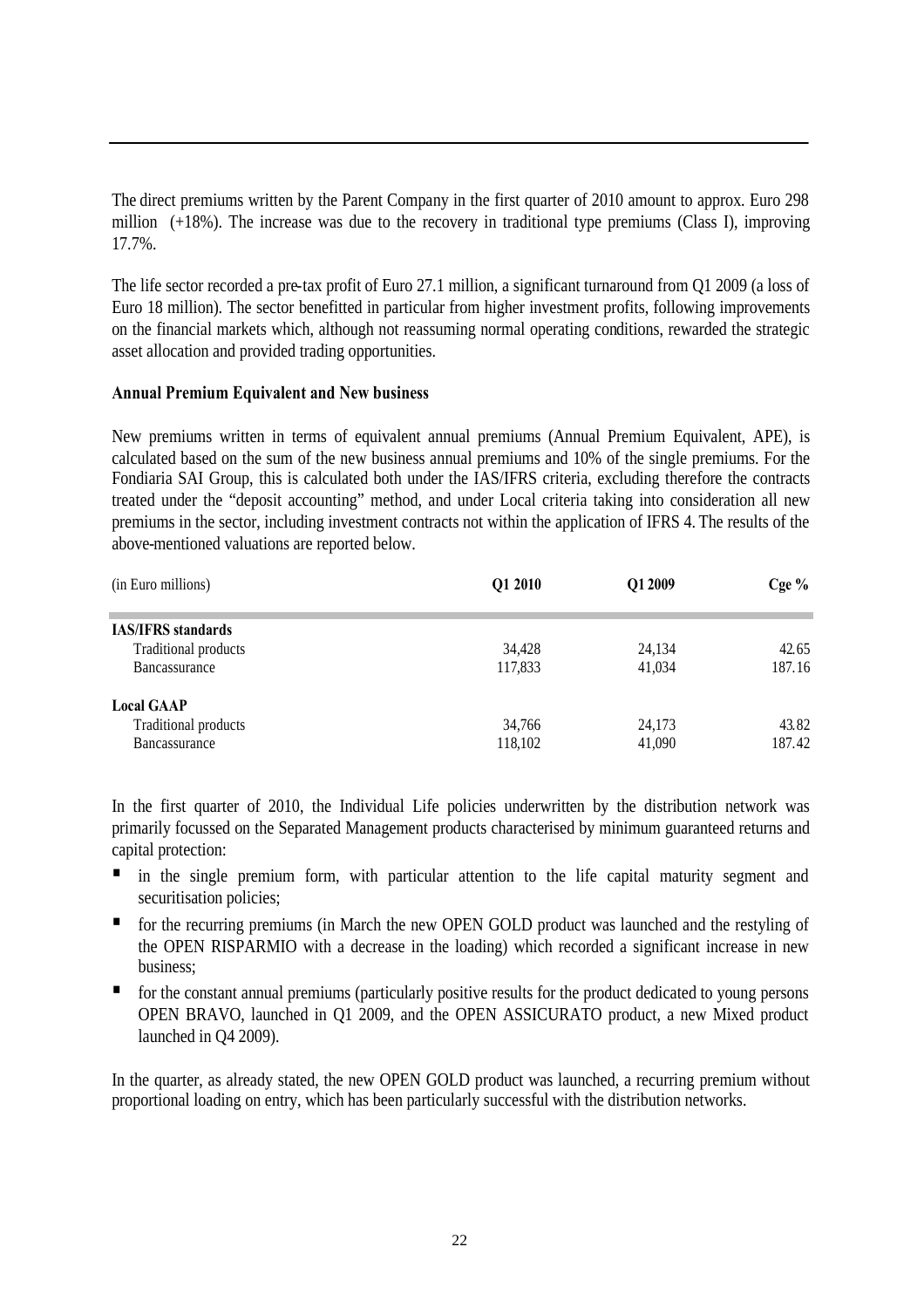The direct premiums written by the Parent Company in the first quarter of 2010 amount to approx. Euro 298 million (+18%). The increase was due to the recovery in traditional type premiums (Class I), improving 17.7%.

The life sector recorded a pre-tax profit of Euro 27.1 million, a significant turnaround from Q1 2009 (a loss of Euro 18 million). The sector benefitted in particular from higher investment profits, following improvements on the financial markets which, although not reassuming normal operating conditions, rewarded the strategic asset allocation and provided trading opportunities.

**Annual Premium Equivalent and New business**

New premiums written in terms of equivalent annual premiums (Annual Premium Equivalent, APE), is calculated based on the sum of the new business annual premiums and 10% of the single premiums. For the Fondiaria SAI Group, this is calculated both under the IAS/IFRS criteria, excluding therefore the contracts treated under the "deposit accounting" method, and under Local criteria taking into consideration all new premiums in the sector, including investment contracts not within the application of IFRS 4. The results of the above-mentioned valuations are reported below.

| (in Euro millions) | Q1 2010 | Q1 2009 | Cge % |
|---|---|---|---|
| **IAS/IFRS standards** | | | |
| Traditional products | 34,428 | 24,134 | 42.65 |
| Bancassurance | 117,833 | 41,034 | 187.16 |
| **Local GAAP** | | | |
| Traditional products | 34,766 | 24,173 | 43.82 |
| Bancassurance | 118,102 | 41,090 | 187.42 |

In the first quarter of 2010, the Individual Life policies underwritten by the distribution network was primarily focussed on the Separated Management products characterised by minimum guaranteed returns and capital protection:

- in the single premium form, with particular attention to the life capital maturity segment and securitisation policies;
- for the recurring premiums (in March the new OPEN GOLD product was launched and the restyling of the OPEN RISPARMIO with a decrease in the loading) which recorded a significant increase in new business;
- for the constant annual premiums (particularly positive results for the product dedicated to young persons OPEN BRAVO, launched in Q1 2009, and the OPEN ASSICURATO product, a new Mixed product launched in Q4 2009).

In the quarter, as already stated, the new OPEN GOLD product was launched, a recurring premium without proportional loading on entry, which has been particularly successful with the distribution networks.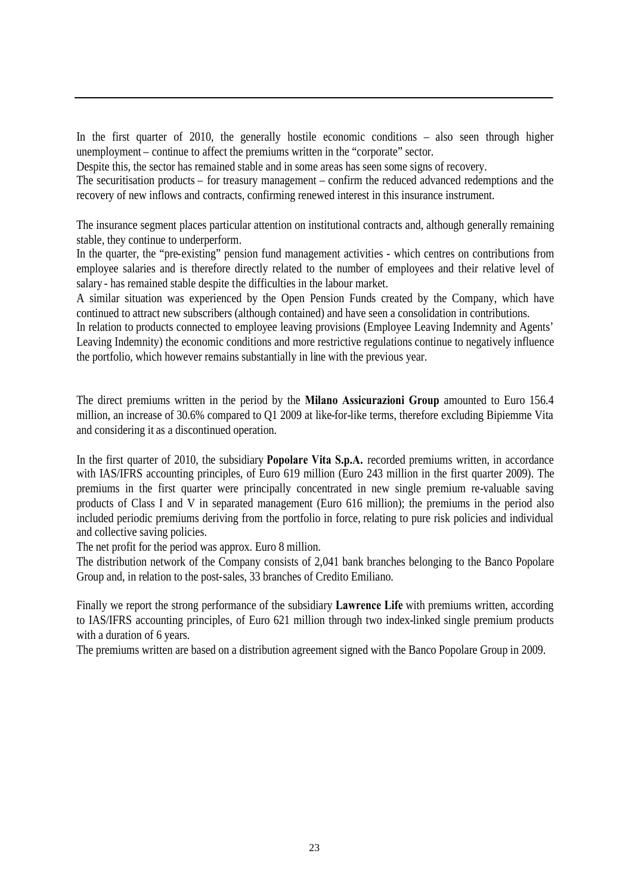In the first quarter of 2010, the generally hostile economic conditions – also seen through higher unemployment – continue to affect the premiums written in the "corporate" sector.
Despite this, the sector has remained stable and in some areas has seen some signs of recovery.
The securitisation products – for treasury management – confirm the reduced advanced redemptions and the recovery of new inflows and contracts, confirming renewed interest in this insurance instrument.

The insurance segment places particular attention on institutional contracts and, although generally remaining stable, they continue to underperform.
In the quarter, the "pre-existing" pension fund management activities - which centres on contributions from employee salaries and is therefore directly related to the number of employees and their relative level of salary - has remained stable despite the difficulties in the labour market.
A similar situation was experienced by the Open Pension Funds created by the Company, which have continued to attract new subscribers (although contained) and have seen a consolidation in contributions.
In relation to products connected to employee leaving provisions (Employee Leaving Indemnity and Agents' Leaving Indemnity) the economic conditions and more restrictive regulations continue to negatively influence the portfolio, which however remains substantially in line with the previous year.

The direct premiums written in the period by the **Milano Assicurazioni Group** amounted to Euro 156.4 million, an increase of 30.6% compared to Q1 2009 at like-for-like terms, therefore excluding Bipiemme Vita and considering it as a discontinued operation.

In the first quarter of 2010, the subsidiary **Popolare Vita S.p.A.** recorded premiums written, in accordance with IAS/IFRS accounting principles, of Euro 619 million (Euro 243 million in the first quarter 2009). The premiums in the first quarter were principally concentrated in new single premium re-valuable saving products of Class I and V in separated management (Euro 616 million); the premiums in the period also included periodic premiums deriving from the portfolio in force, relating to pure risk policies and individual and collective saving policies.
The net profit for the period was approx. Euro 8 million.
The distribution network of the Company consists of 2,041 bank branches belonging to the Banco Popolare Group and, in relation to the post-sales, 33 branches of Credito Emiliano.

Finally we report the strong performance of the subsidiary **Lawrence Life** with premiums written, according to IAS/IFRS accounting principles, of Euro 621 million through two index-linked single premium products with a duration of 6 years.
The premiums written are based on a distribution agreement signed with the Banco Popolare Group in 2009.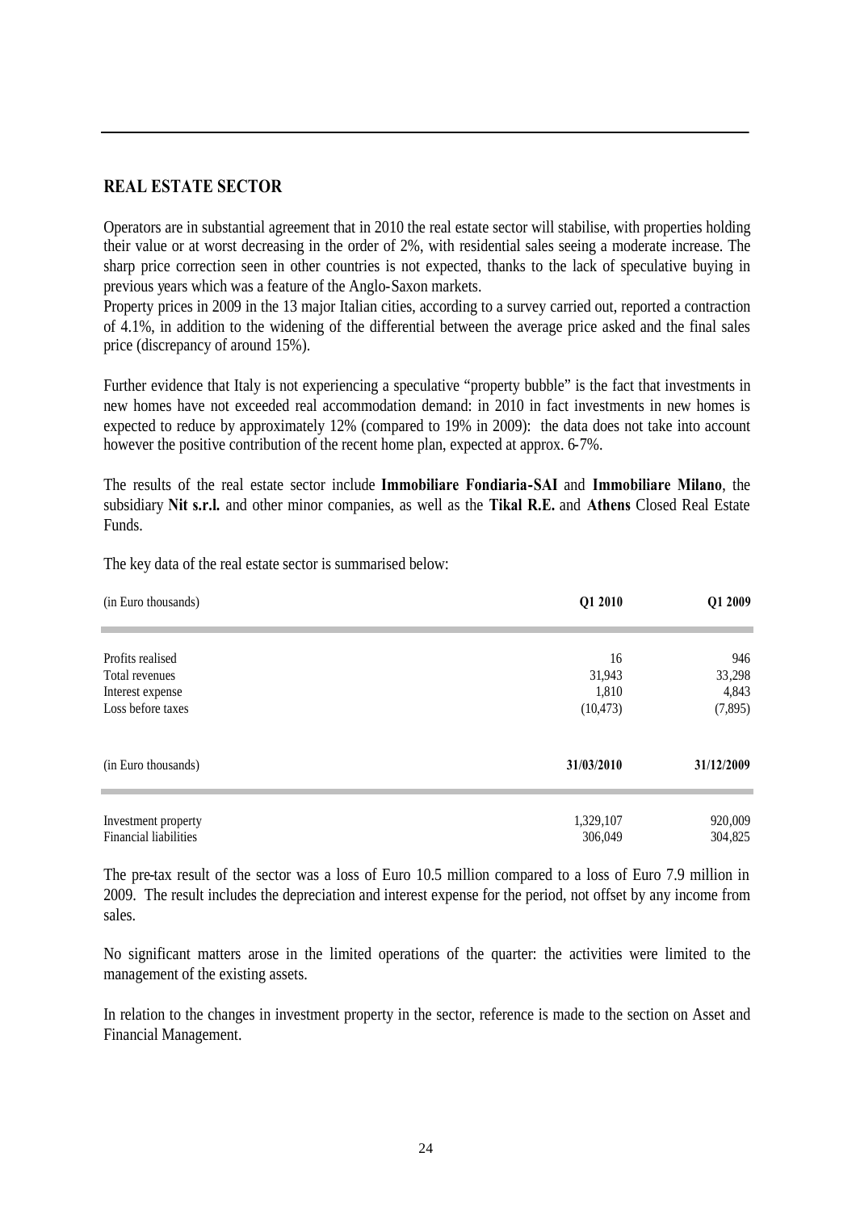## REAL ESTATE SECTOR

Operators are in substantial agreement that in 2010 the real estate sector will stabilise, with properties holding their value or at worst decreasing in the order of 2%, with residential sales seeing a moderate increase. The sharp price correction seen in other countries is not expected, thanks to the lack of speculative buying in previous years which was a feature of the Anglo-Saxon markets.
Property prices in 2009 in the 13 major Italian cities, according to a survey carried out, reported a contraction of 4.1%, in addition to the widening of the differential between the average price asked and the final sales price (discrepancy of around 15%).

Further evidence that Italy is not experiencing a speculative "property bubble" is the fact that investments in new homes have not exceeded real accommodation demand: in 2010 in fact investments in new homes is expected to reduce by approximately 12% (compared to 19% in 2009): the data does not take into account however the positive contribution of the recent home plan, expected at approx. 6-7%.

The results of the real estate sector include **Immobiliare Fondiaria-SAI** and **Immobiliare Milano**, the subsidiary **Nit s.r.l.** and other minor companies, as well as the **Tikal R.E.** and **Athens** Closed Real Estate Funds.

The key data of the real estate sector is summarised below:

| (in Euro thousands) | Q1 2010 | Q1 2009 |
|---|---|---|
| Profits realised | 16 | 946 |
| Total revenues | 31,943 | 33,298 |
| Interest expense | 1,810 | 4,843 |
| Loss before taxes | (10,473) | (7,895) |

| (in Euro thousands) | 31/03/2010 | 31/12/2009 |
|---|---|---|
| Investment property | 1,329,107 | 920,009 |
| Financial liabilities | 306,049 | 304,825 |

The pre-tax result of the sector was a loss of Euro 10.5 million compared to a loss of Euro 7.9 million in 2009. The result includes the depreciation and interest expense for the period, not offset by any income from sales.

No significant matters arose in the limited operations of the quarter: the activities were limited to the management of the existing assets.

In relation to the changes in investment property in the sector, reference is made to the section on Asset and Financial Management.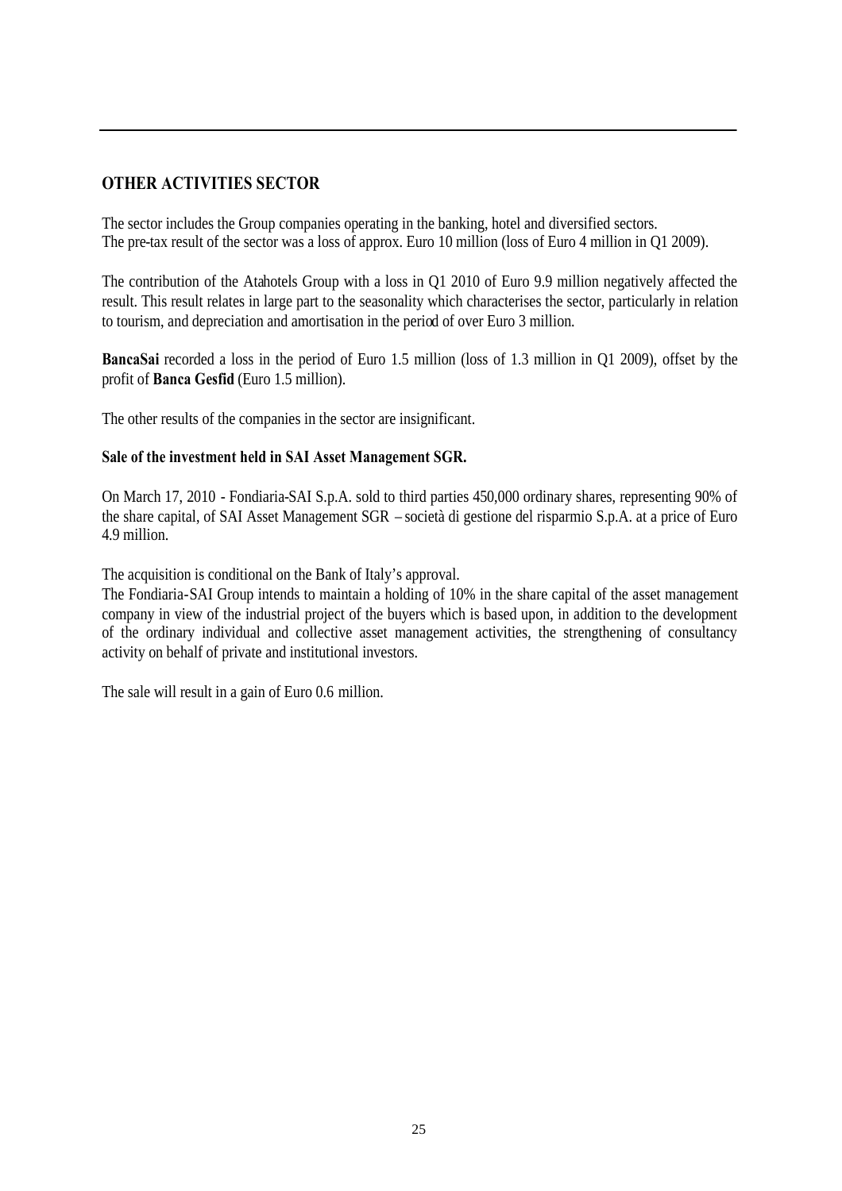## OTHER ACTIVITIES SECTOR

The sector includes the Group companies operating in the banking, hotel and diversified sectors.
The pre-tax result of the sector was a loss of approx. Euro 10 million (loss of Euro 4 million in Q1 2009).

The contribution of the Atahotels Group with a loss in Q1 2010 of Euro 9.9 million negatively affected the result. This result relates in large part to the seasonality which characterises the sector, particularly in relation to tourism, and depreciation and amortisation in the period of over Euro 3 million.

**BancaSai** recorded a loss in the period of Euro 1.5 million (loss of 1.3 million in Q1 2009), offset by the profit of **Banca Gesfid** (Euro 1.5 million).

The other results of the companies in the sector are insignificant.

**Sale of the investment held in SAI Asset Management SGR.**

On March 17, 2010 - Fondiaria-SAI S.p.A. sold to third parties 450,000 ordinary shares, representing 90% of the share capital, of SAI Asset Management SGR – società di gestione del risparmio S.p.A. at a price of Euro 4.9 million.

The acquisition is conditional on the Bank of Italy's approval.
The Fondiaria-SAI Group intends to maintain a holding of 10% in the share capital of the asset management company in view of the industrial project of the buyers which is based upon, in addition to the development of the ordinary individual and collective asset management activities, the strengthening of consultancy activity on behalf of private and institutional investors.

The sale will result in a gain of Euro 0.6 million.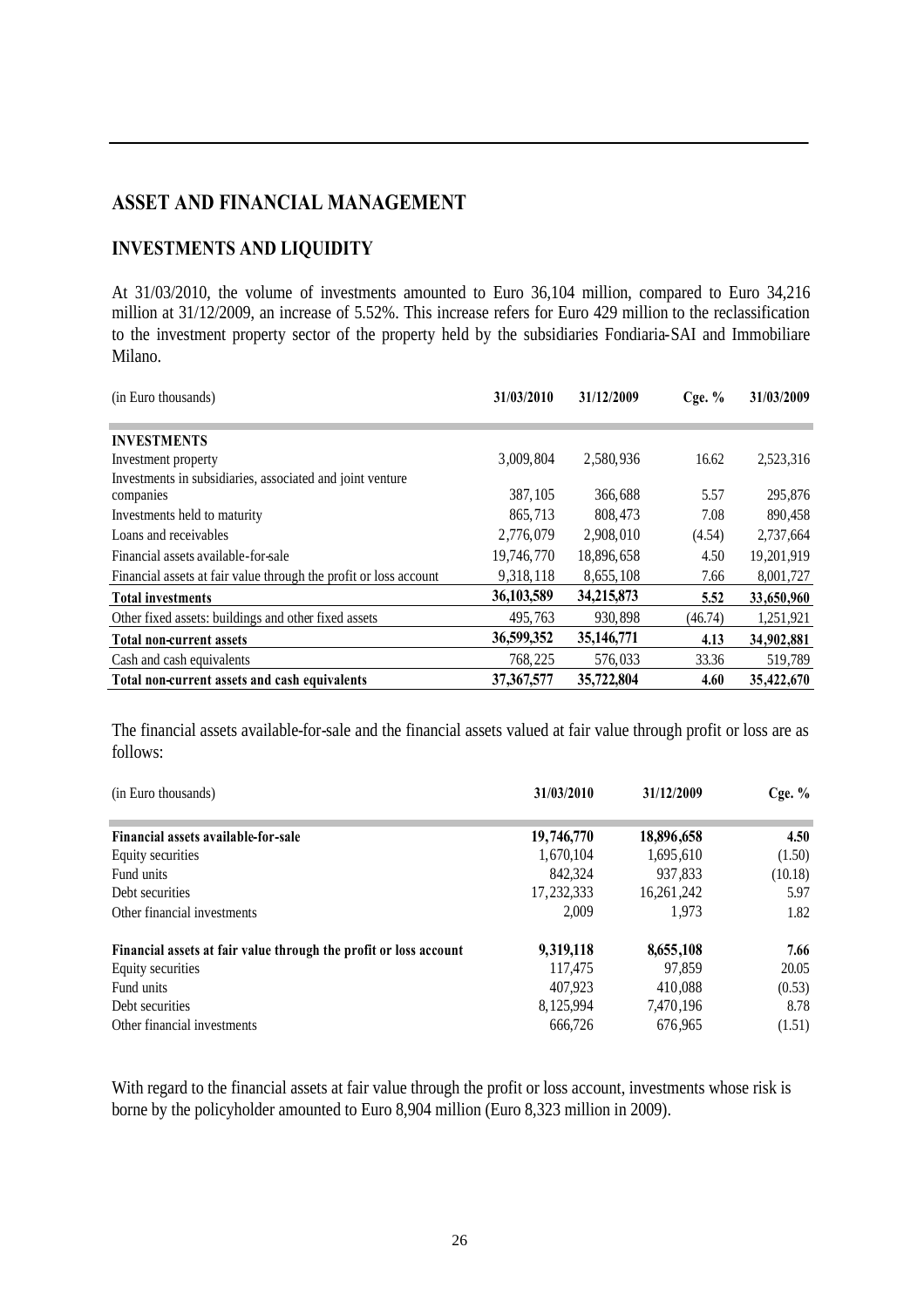## ASSET AND FINANCIAL MANAGEMENT

## INVESTMENTS AND LIQUIDITY

At 31/03/2010, the volume of investments amounted to Euro 36,104 million, compared to Euro 34,216 million at 31/12/2009, an increase of 5.52%. This increase refers for Euro 429 million to the reclassification to the investment property sector of the property held by the subsidiaries Fondiaria-SAI and Immobiliare Milano.

| (in Euro thousands) | 31/03/2010 | 31/12/2009 | Cge. % | 31/03/2009 |
|---|---|---|---|---|
| **INVESTMENTS** | | | | |
| Investment property | 3,009,804 | 2,580,936 | 16.62 | 2,523,316 |
| Investments in subsidiaries, associated and joint venture companies | 387,105 | 366,688 | 5.57 | 295,876 |
| Investments held to maturity | 865,713 | 808,473 | 7.08 | 890,458 |
| Loans and receivables | 2,776,079 | 2,908,010 | (4.54) | 2,737,664 |
| Financial assets available-for-sale | 19,746,770 | 18,896,658 | 4.50 | 19,201,919 |
| Financial assets at fair value through the profit or loss account | 9,318,118 | 8,655,108 | 7.66 | 8,001,727 |
| **Total investments** | **36,103,589** | **34,215,873** | **5.52** | **33,650,960** |
| Other fixed assets: buildings and other fixed assets | 495,763 | 930,898 | (46.74) | 1,251,921 |
| **Total non-current assets** | **36,599,352** | **35,146,771** | **4.13** | **34,902,881** |
| Cash and cash equivalents | 768,225 | 576,033 | 33.36 | 519,789 |
| **Total non-current assets and cash equivalents** | **37,367,577** | **35,722,804** | **4.60** | **35,422,670** |

The financial assets available-for-sale and the financial assets valued at fair value through profit or loss are as follows:

| (in Euro thousands) | 31/03/2010 | 31/12/2009 | Cge. % |
|---|---|---|---|
| **Financial assets available-for-sale** | **19,746,770** | **18,896,658** | **4.50** |
| Equity securities | 1,670,104 | 1,695,610 | (1.50) |
| Fund units | 842,324 | 937,833 | (10.18) |
| Debt securities | 17,232,333 | 16,261,242 | 5.97 |
| Other financial investments | 2,009 | 1,973 | 1.82 |
| **Financial assets at fair value through the profit or loss account** | **9,319,118** | **8,655,108** | **7.66** |
| Equity securities | 117,475 | 97,859 | 20.05 |
| Fund units | 407,923 | 410,088 | (0.53) |
| Debt securities | 8,125,994 | 7,470,196 | 8.78 |
| Other financial investments | 666,726 | 676,965 | (1.51) |

With regard to the financial assets at fair value through the profit or loss account, investments whose risk is borne by the policyholder amounted to Euro 8,904 million (Euro 8,323 million in 2009).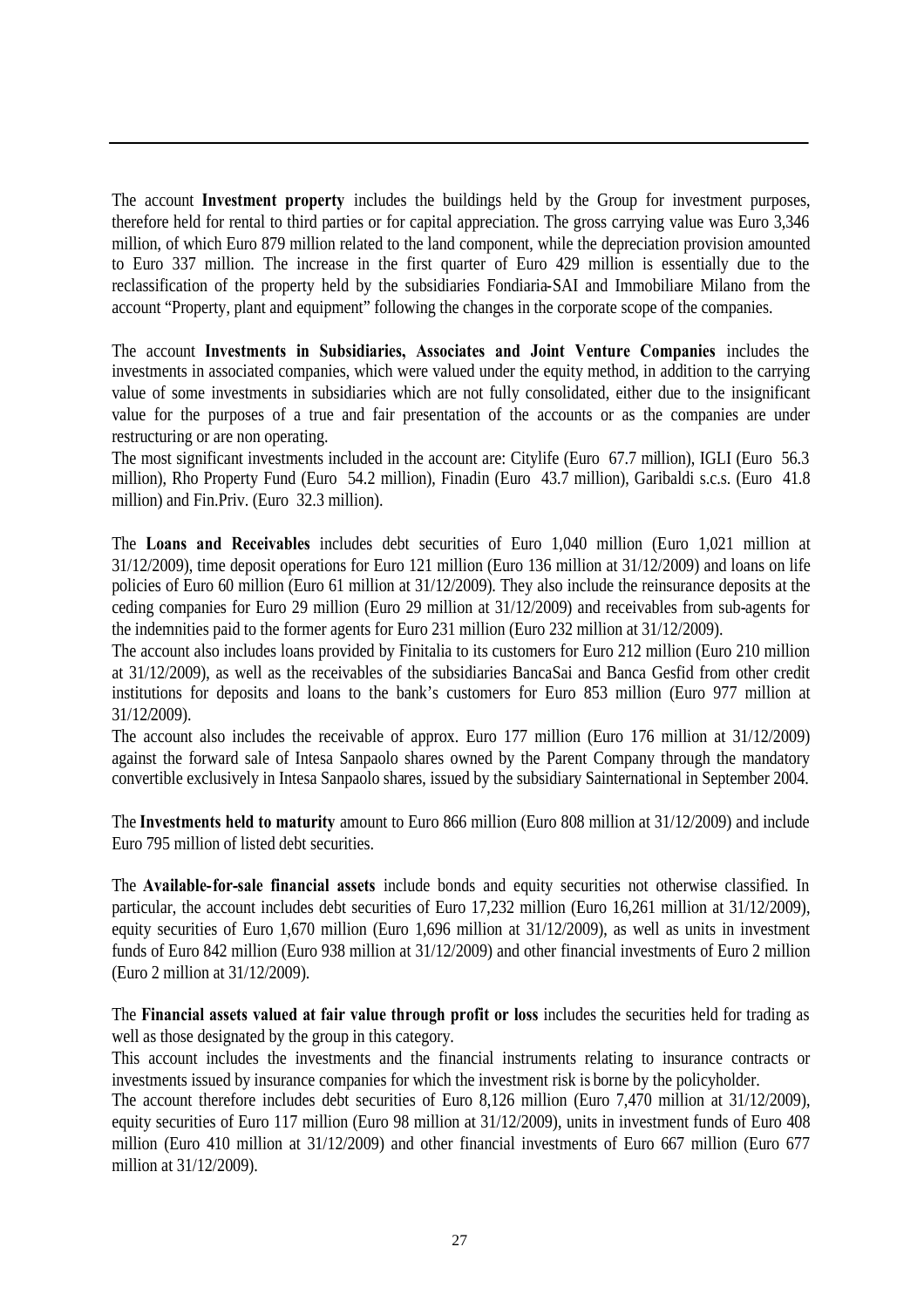The account **Investment property** includes the buildings held by the Group for investment purposes, therefore held for rental to third parties or for capital appreciation. The gross carrying value was Euro 3,346 million, of which Euro 879 million related to the land component, while the depreciation provision amounted to Euro 337 million. The increase in the first quarter of Euro 429 million is essentially due to the reclassification of the property held by the subsidiaries Fondiaria-SAI and Immobiliare Milano from the account "Property, plant and equipment" following the changes in the corporate scope of the companies.

The account **Investments in Subsidiaries, Associates and Joint Venture Companies** includes the investments in associated companies, which were valued under the equity method, in addition to the carrying value of some investments in subsidiaries which are not fully consolidated, either due to the insignificant value for the purposes of a true and fair presentation of the accounts or as the companies are under restructuring or are non operating.

The most significant investments included in the account are: Citylife (Euro 67.7 million), IGLI (Euro 56.3 million), Rho Property Fund (Euro 54.2 million), Finadin (Euro 43.7 million), Garibaldi s.c.s. (Euro 41.8 million) and Fin.Priv. (Euro 32.3 million).

The **Loans and Receivables** includes debt securities of Euro 1,040 million (Euro 1,021 million at 31/12/2009), time deposit operations for Euro 121 million (Euro 136 million at 31/12/2009) and loans on life policies of Euro 60 million (Euro 61 million at 31/12/2009). They also include the reinsurance deposits at the ceding companies for Euro 29 million (Euro 29 million at 31/12/2009) and receivables from sub-agents for the indemnities paid to the former agents for Euro 231 million (Euro 232 million at 31/12/2009).

The account also includes loans provided by Finitalia to its customers for Euro 212 million (Euro 210 million at 31/12/2009), as well as the receivables of the subsidiaries BancaSai and Banca Gesfid from other credit institutions for deposits and loans to the bank's customers for Euro 853 million (Euro 977 million at 31/12/2009).

The account also includes the receivable of approx. Euro 177 million (Euro 176 million at 31/12/2009) against the forward sale of Intesa Sanpaolo shares owned by the Parent Company through the mandatory convertible exclusively in Intesa Sanpaolo shares, issued by the subsidiary Sainternational in September 2004.

The **Investments held to maturity** amount to Euro 866 million (Euro 808 million at 31/12/2009) and include Euro 795 million of listed debt securities.

The **Available-for-sale financial assets** include bonds and equity securities not otherwise classified. In particular, the account includes debt securities of Euro 17,232 million (Euro 16,261 million at 31/12/2009), equity securities of Euro 1,670 million (Euro 1,696 million at 31/12/2009), as well as units in investment funds of Euro 842 million (Euro 938 million at 31/12/2009) and other financial investments of Euro 2 million (Euro 2 million at 31/12/2009).

The **Financial assets valued at fair value through profit or loss** includes the securities held for trading as well as those designated by the group in this category.

This account includes the investments and the financial instruments relating to insurance contracts or investments issued by insurance companies for which the investment risk is borne by the policyholder.

The account therefore includes debt securities of Euro 8,126 million (Euro 7,470 million at 31/12/2009), equity securities of Euro 117 million (Euro 98 million at 31/12/2009), units in investment funds of Euro 408 million (Euro 410 million at 31/12/2009) and other financial investments of Euro 667 million (Euro 677 million at 31/12/2009).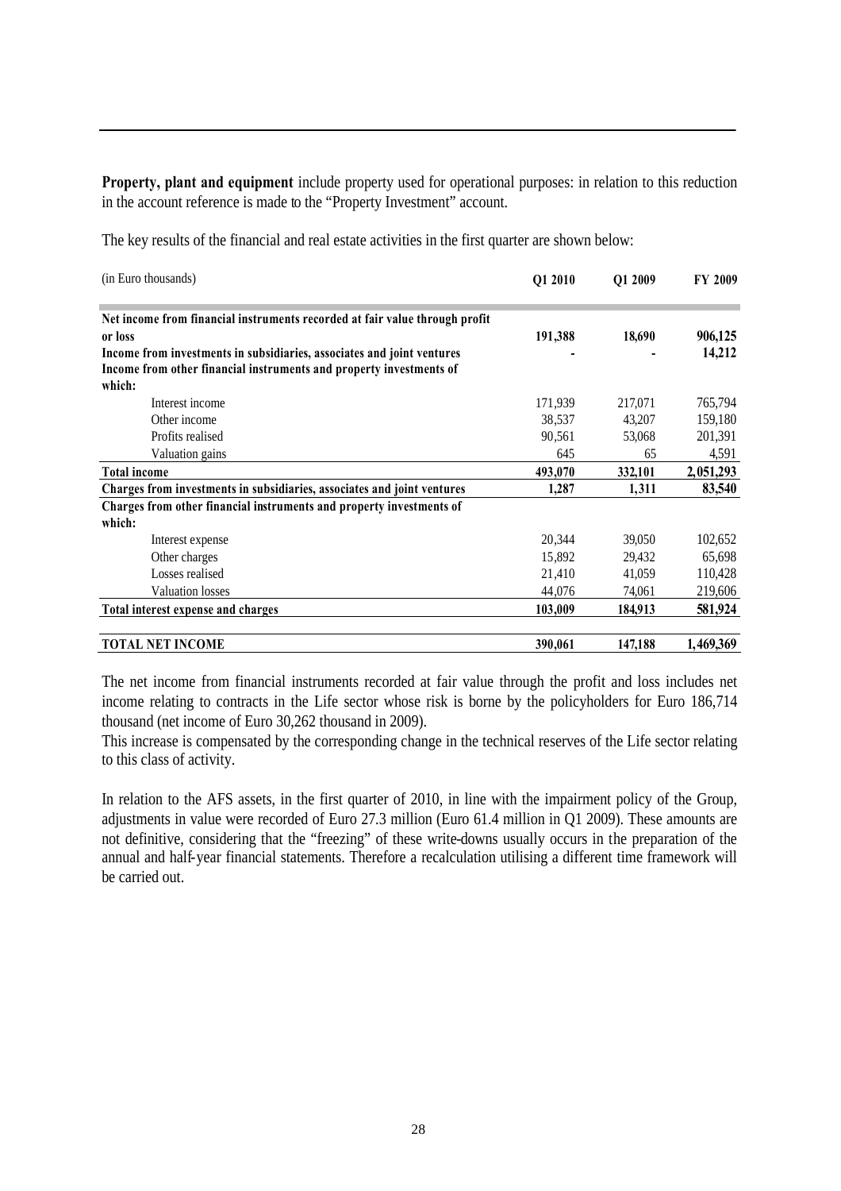**Property, plant and equipment** include property used for operational purposes: in relation to this reduction in the account reference is made to the "Property Investment" account.

The key results of the financial and real estate activities in the first quarter are shown below:

| (in Euro thousands) | Q1 2010 | Q1 2009 | FY 2009 |
|---|---|---|---|
| **Net income from financial instruments recorded at fair value through profit or loss** | **191,388** | **18,690** | **906,125** |
| **Income from investments in subsidiaries, associates and joint ventures** | **-** | **-** | **14,212** |
| **Income from other financial instruments and property investments of which:** | | | |
| Interest income | 171,939 | 217,071 | 765,794 |
| Other income | 38,537 | 43,207 | 159,180 |
| Profits realised | 90,561 | 53,068 | 201,391 |
| Valuation gains | 645 | 65 | 4,591 |
| **Total income** | **493,070** | **332,101** | **2,051,293** |
| **Charges from investments in subsidiaries, associates and joint ventures** | **1,287** | **1,311** | **83,540** |
| **Charges from other financial instruments and property investments of which:** | | | |
| Interest expense | 20,344 | 39,050 | 102,652 |
| Other charges | 15,892 | 29,432 | 65,698 |
| Losses realised | 21,410 | 41,059 | 110,428 |
| Valuation losses | 44,076 | 74,061 | 219,606 |
| **Total interest expense and charges** | **103,009** | **184,913** | **581,924** |
| **TOTAL NET INCOME** | **390,061** | **147,188** | **1,469,369** |

The net income from financial instruments recorded at fair value through the profit and loss includes net income relating to contracts in the Life sector whose risk is borne by the policyholders for Euro 186,714 thousand (net income of Euro 30,262 thousand in 2009).
This increase is compensated by the corresponding change in the technical reserves of the Life sector relating to this class of activity.

In relation to the AFS assets, in the first quarter of 2010, in line with the impairment policy of the Group, adjustments in value were recorded of Euro 27.3 million (Euro 61.4 million in Q1 2009). These amounts are not definitive, considering that the "freezing" of these write-downs usually occurs in the preparation of the annual and half-year financial statements. Therefore a recalculation utilising a different time framework will be carried out.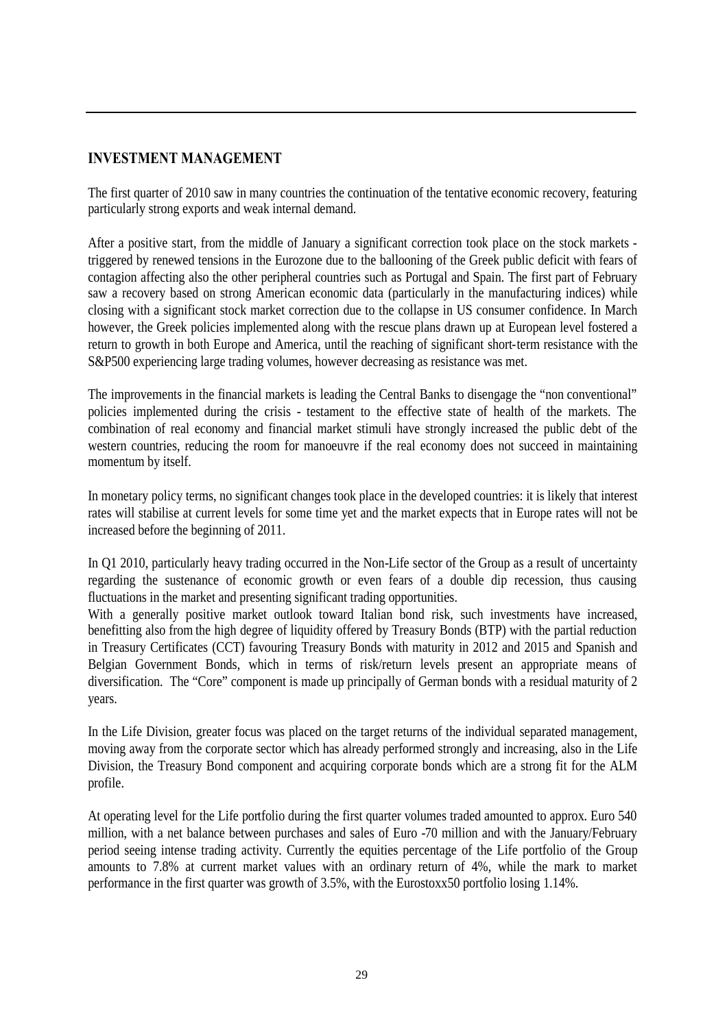## INVESTMENT MANAGEMENT

The first quarter of 2010 saw in many countries the continuation of the tentative economic recovery, featuring particularly strong exports and weak internal demand.

After a positive start, from the middle of January a significant correction took place on the stock markets - triggered by renewed tensions in the Eurozone due to the ballooning of the Greek public deficit with fears of contagion affecting also the other peripheral countries such as Portugal and Spain. The first part of February saw a recovery based on strong American economic data (particularly in the manufacturing indices) while closing with a significant stock market correction due to the collapse in US consumer confidence. In March however, the Greek policies implemented along with the rescue plans drawn up at European level fostered a return to growth in both Europe and America, until the reaching of significant short-term resistance with the S&P500 experiencing large trading volumes, however decreasing as resistance was met.

The improvements in the financial markets is leading the Central Banks to disengage the "non conventional" policies implemented during the crisis - testament to the effective state of health of the markets. The combination of real economy and financial market stimuli have strongly increased the public debt of the western countries, reducing the room for manoeuvre if the real economy does not succeed in maintaining momentum by itself.

In monetary policy terms, no significant changes took place in the developed countries: it is likely that interest rates will stabilise at current levels for some time yet and the market expects that in Europe rates will not be increased before the beginning of 2011.

In Q1 2010, particularly heavy trading occurred in the Non-Life sector of the Group as a result of uncertainty regarding the sustenance of economic growth or even fears of a double dip recession, thus causing fluctuations in the market and presenting significant trading opportunities.
With a generally positive market outlook toward Italian bond risk, such investments have increased, benefitting also from the high degree of liquidity offered by Treasury Bonds (BTP) with the partial reduction in Treasury Certificates (CCT) favouring Treasury Bonds with maturity in 2012 and 2015 and Spanish and Belgian Government Bonds, which in terms of risk/return levels present an appropriate means of diversification. The "Core" component is made up principally of German bonds with a residual maturity of 2 years.

In the Life Division, greater focus was placed on the target returns of the individual separated management, moving away from the corporate sector which has already performed strongly and increasing, also in the Life Division, the Treasury Bond component and acquiring corporate bonds which are a strong fit for the ALM profile.

At operating level for the Life portfolio during the first quarter volumes traded amounted to approx. Euro 540 million, with a net balance between purchases and sales of Euro -70 million and with the January/February period seeing intense trading activity. Currently the equities percentage of the Life portfolio of the Group amounts to 7.8% at current market values with an ordinary return of 4%, while the mark to market performance in the first quarter was growth of 3.5%, with the Eurostoxx50 portfolio losing 1.14%.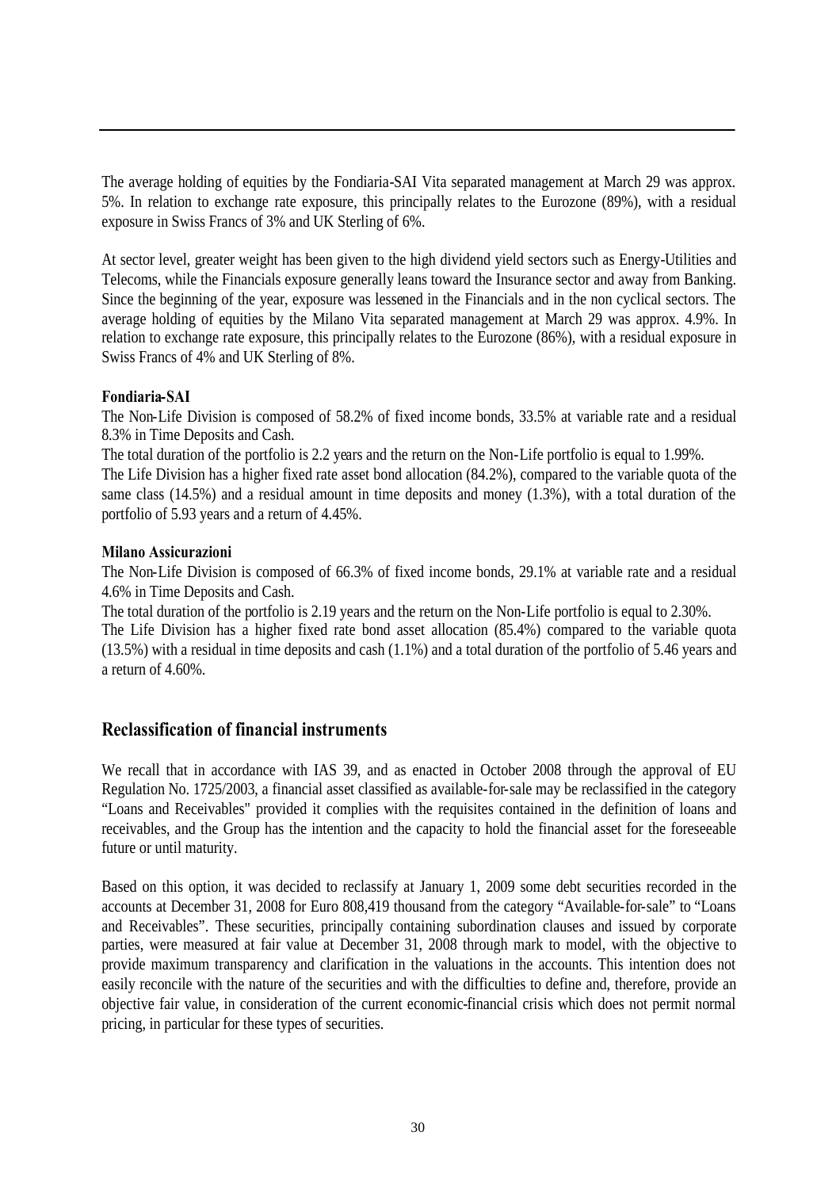The average holding of equities by the Fondiaria-SAI Vita separated management at March 29 was approx. 5%. In relation to exchange rate exposure, this principally relates to the Eurozone (89%), with a residual exposure in Swiss Francs of 3% and UK Sterling of 6%.

At sector level, greater weight has been given to the high dividend yield sectors such as Energy-Utilities and Telecoms, while the Financials exposure generally leans toward the Insurance sector and away from Banking. Since the beginning of the year, exposure was lessened in the Financials and in the non cyclical sectors. The average holding of equities by the Milano Vita separated management at March 29 was approx. 4.9%. In relation to exchange rate exposure, this principally relates to the Eurozone (86%), with a residual exposure in Swiss Francs of 4% and UK Sterling of 8%.

**Fondiaria-SAI**

The Non-Life Division is composed of 58.2% of fixed income bonds, 33.5% at variable rate and a residual 8.3% in Time Deposits and Cash.

The total duration of the portfolio is 2.2 years and the return on the Non-Life portfolio is equal to 1.99%.

The Life Division has a higher fixed rate asset bond allocation (84.2%), compared to the variable quota of the same class (14.5%) and a residual amount in time deposits and money (1.3%), with a total duration of the portfolio of 5.93 years and a return of 4.45%.

**Milano Assicurazioni**

The Non-Life Division is composed of 66.3% of fixed income bonds, 29.1% at variable rate and a residual 4.6% in Time Deposits and Cash.

The total duration of the portfolio is 2.19 years and the return on the Non-Life portfolio is equal to 2.30%.

The Life Division has a higher fixed rate bond asset allocation (85.4%) compared to the variable quota (13.5%) with a residual in time deposits and cash (1.1%) and a total duration of the portfolio of 5.46 years and a return of 4.60%.

## Reclassification of financial instruments

We recall that in accordance with IAS 39, and as enacted in October 2008 through the approval of EU Regulation No. 1725/2003, a financial asset classified as available-for-sale may be reclassified in the category "Loans and Receivables" provided it complies with the requisites contained in the definition of loans and receivables, and the Group has the intention and the capacity to hold the financial asset for the foreseeable future or until maturity.

Based on this option, it was decided to reclassify at January 1, 2009 some debt securities recorded in the accounts at December 31, 2008 for Euro 808,419 thousand from the category "Available-for-sale" to "Loans and Receivables". These securities, principally containing subordination clauses and issued by corporate parties, were measured at fair value at December 31, 2008 through mark to model, with the objective to provide maximum transparency and clarification in the valuations in the accounts. This intention does not easily reconcile with the nature of the securities and with the difficulties to define and, therefore, provide an objective fair value, in consideration of the current economic-financial crisis which does not permit normal pricing, in particular for these types of securities.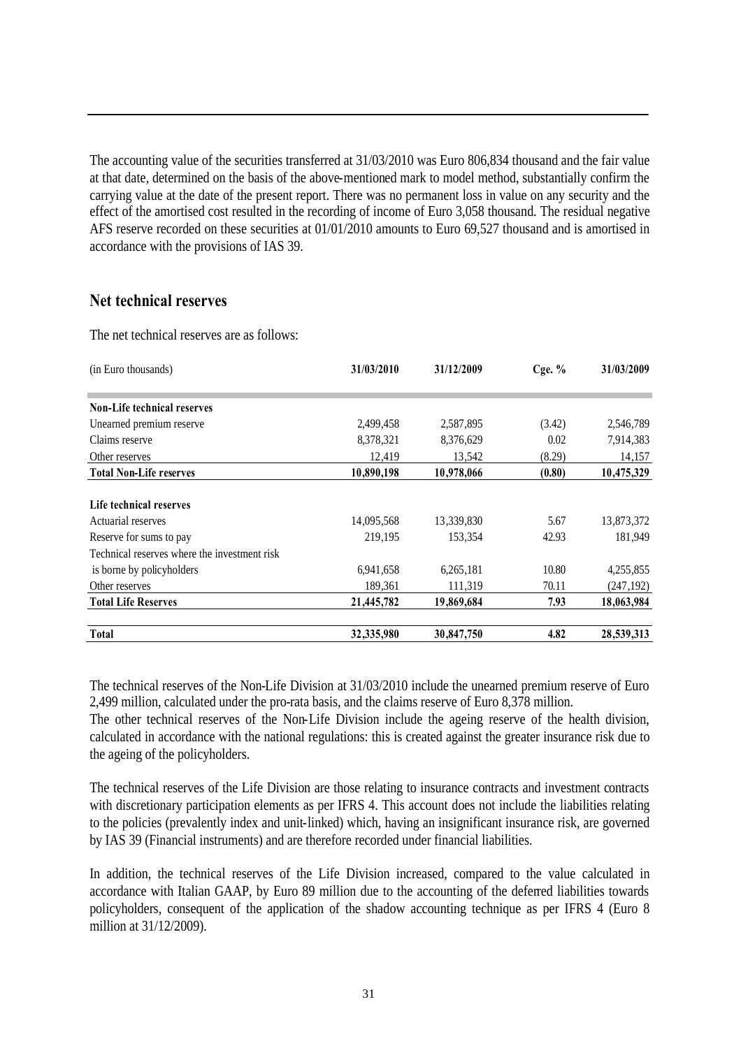The accounting value of the securities transferred at 31/03/2010 was Euro 806,834 thousand and the fair value at that date, determined on the basis of the above-mentioned mark to model method, substantially confirm the carrying value at the date of the present report. There was no permanent loss in value on any security and the effect of the amortised cost resulted in the recording of income of Euro 3,058 thousand. The residual negative AFS reserve recorded on these securities at 01/01/2010 amounts to Euro 69,527 thousand and is amortised in accordance with the provisions of IAS 39.

## Net technical reserves

The net technical reserves are as follows:

| (in Euro thousands) | 31/03/2010 | 31/12/2009 | Cge. % | 31/03/2009 |
|---|---|---|---|---|
| **Non-Life technical reserves** | | | | |
| Unearned premium reserve | 2,499,458 | 2,587,895 | (3.42) | 2,546,789 |
| Claims reserve | 8,378,321 | 8,376,629 | 0.02 | 7,914,383 |
| Other reserves | 12,419 | 13,542 | (8.29) | 14,157 |
| **Total Non-Life reserves** | **10,890,198** | **10,978,066** | **(0.80)** | **10,475,329** |
| **Life technical reserves** | | | | |
| Actuarial reserves | 14,095,568 | 13,339,830 | 5.67 | 13,873,372 |
| Reserve for sums to pay | 219,195 | 153,354 | 42.93 | 181,949 |
| Technical reserves where the investment risk is borne by policyholders | 6,941,658 | 6,265,181 | 10.80 | 4,255,855 |
| Other reserves | 189,361 | 111,319 | 70.11 | (247,192) |
| **Total Life Reserves** | **21,445,782** | **19,869,684** | **7.93** | **18,063,984** |
| **Total** | **32,335,980** | **30,847,750** | **4.82** | **28,539,313** |

The technical reserves of the Non-Life Division at 31/03/2010 include the unearned premium reserve of Euro 2,499 million, calculated under the pro-rata basis, and the claims reserve of Euro 8,378 million.
The other technical reserves of the Non-Life Division include the ageing reserve of the health division, calculated in accordance with the national regulations: this is created against the greater insurance risk due to the ageing of the policyholders.

The technical reserves of the Life Division are those relating to insurance contracts and investment contracts with discretionary participation elements as per IFRS 4. This account does not include the liabilities relating to the policies (prevalently index and unit-linked) which, having an insignificant insurance risk, are governed by IAS 39 (Financial instruments) and are therefore recorded under financial liabilities.

In addition, the technical reserves of the Life Division increased, compared to the value calculated in accordance with Italian GAAP, by Euro 89 million due to the accounting of the deferred liabilities towards policyholders, consequent of the application of the shadow accounting technique as per IFRS 4 (Euro 8 million at 31/12/2009).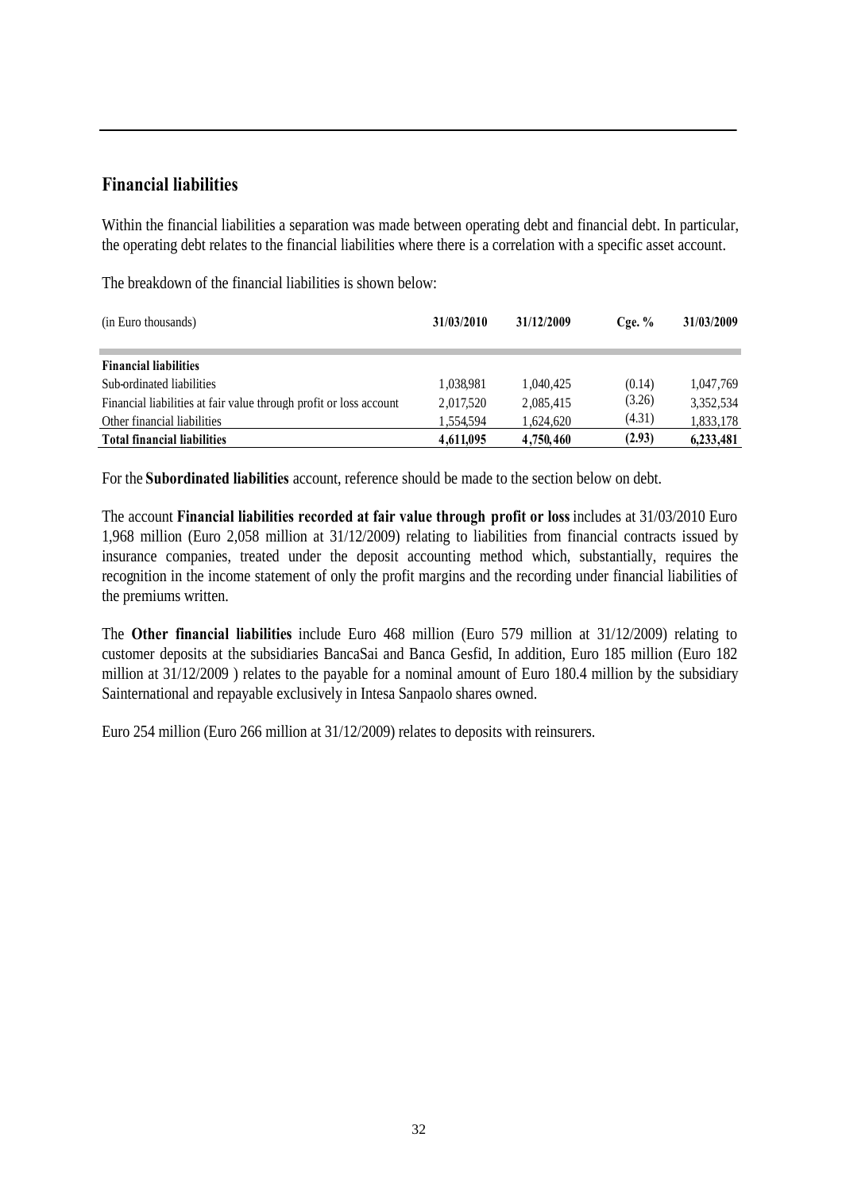## Financial liabilities

Within the financial liabilities a separation was made between operating debt and financial debt. In particular, the operating debt relates to the financial liabilities where there is a correlation with a specific asset account.

The breakdown of the financial liabilities is shown below:

| (in Euro thousands) | 31/03/2010 | 31/12/2009 | Cge. % | 31/03/2009 |
|---|---|---|---|---|
| **Financial liabilities** | | | | |
| Sub-ordinated liabilities | 1,038,981 | 1,040,425 | (0.14) | 1,047,769 |
| Financial liabilities at fair value through profit or loss account | 2,017,520 | 2,085,415 | (3.26) | 3,352,534 |
| Other financial liabilities | 1,554,594 | 1,624,620 | (4.31) | 1,833,178 |
| **Total financial liabilities** | **4,611,095** | **4,750,460** | **(2.93)** | **6,233,481** |

For the **Subordinated liabilities** account, reference should be made to the section below on debt.

The account **Financial liabilities recorded at fair value through profit or loss** includes at 31/03/2010 Euro 1,968 million (Euro 2,058 million at 31/12/2009) relating to liabilities from financial contracts issued by insurance companies, treated under the deposit accounting method which, substantially, requires the recognition in the income statement of only the profit margins and the recording under financial liabilities of the premiums written.

The **Other financial liabilities** include Euro 468 million (Euro 579 million at 31/12/2009) relating to customer deposits at the subsidiaries BancaSai and Banca Gesfid, In addition, Euro 185 million (Euro 182 million at 31/12/2009 ) relates to the payable for a nominal amount of Euro 180.4 million by the subsidiary Sainternational and repayable exclusively in Intesa Sanpaolo shares owned.

Euro 254 million (Euro 266 million at 31/12/2009) relates to deposits with reinsurers.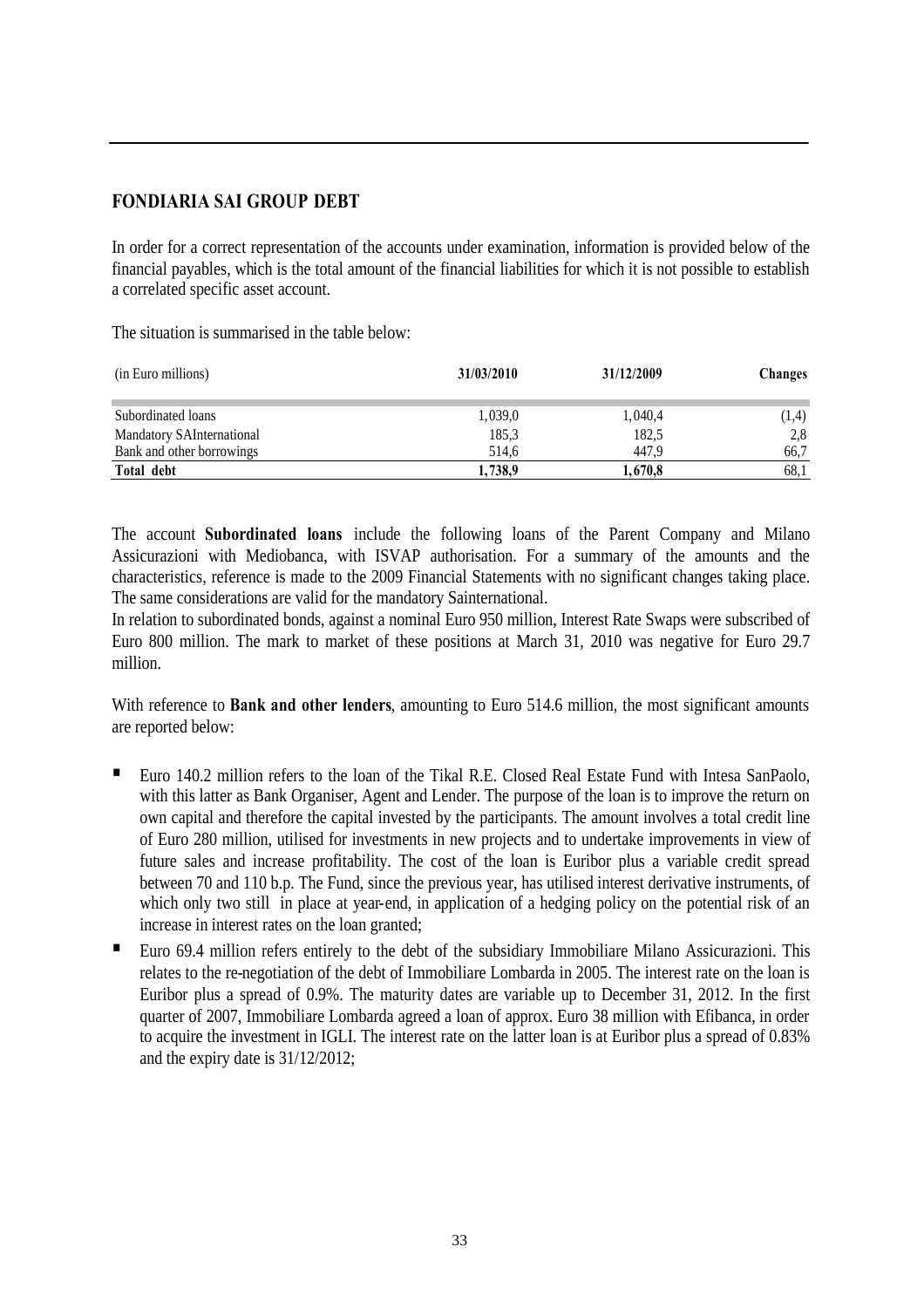## FONDIARIA SAI GROUP DEBT

In order for a correct representation of the accounts under examination, information is provided below of the financial payables, which is the total amount of the financial liabilities for which it is not possible to establish a correlated specific asset account.

The situation is summarised in the table below:

| (in Euro millions) | 31/03/2010 | 31/12/2009 | Changes |
|---|---|---|---|
| Subordinated loans | 1,039,0 | 1,040,4 | (1,4) |
| Mandatory SAInternational | 185,3 | 182,5 | 2,8 |
| Bank and other borrowings | 514,6 | 447,9 | 66,7 |
| **Total debt** | **1,738,9** | **1,670,8** | **68,1** |

The account **Subordinated loans** include the following loans of the Parent Company and Milano Assicurazioni with Mediobanca, with ISVAP authorisation. For a summary of the amounts and the characteristics, reference is made to the 2009 Financial Statements with no significant changes taking place. The same considerations are valid for the mandatory Sainternational.

In relation to subordinated bonds, against a nominal Euro 950 million, Interest Rate Swaps were subscribed of Euro 800 million. The mark to market of these positions at March 31, 2010 was negative for Euro 29.7 million.

With reference to **Bank and other lenders**, amounting to Euro 514.6 million, the most significant amounts are reported below:

- Euro 140.2 million refers to the loan of the Tikal R.E. Closed Real Estate Fund with Intesa SanPaolo, with this latter as Bank Organiser, Agent and Lender. The purpose of the loan is to improve the return on own capital and therefore the capital invested by the participants. The amount involves a total credit line of Euro 280 million, utilised for investments in new projects and to undertake improvements in view of future sales and increase profitability. The cost of the loan is Euribor plus a variable credit spread between 70 and 110 b.p. The Fund, since the previous year, has utilised interest derivative instruments, of which only two still in place at year-end, in application of a hedging policy on the potential risk of an increase in interest rates on the loan granted;
- Euro 69.4 million refers entirely to the debt of the subsidiary Immobiliare Milano Assicurazioni. This relates to the re-negotiation of the debt of Immobiliare Lombarda in 2005. The interest rate on the loan is Euribor plus a spread of 0.9%. The maturity dates are variable up to December 31, 2012. In the first quarter of 2007, Immobiliare Lombarda agreed a loan of approx. Euro 38 million with Efibanca, in order to acquire the investment in IGLI. The interest rate on the latter loan is at Euribor plus a spread of 0.83% and the expiry date is 31/12/2012;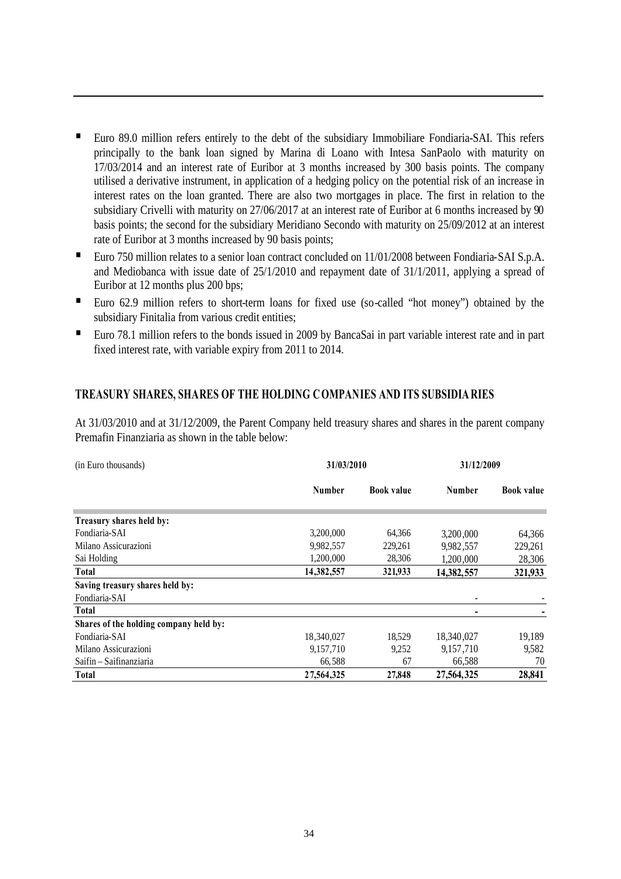- Euro 89.0 million refers entirely to the debt of the subsidiary Immobiliare Fondiaria-SAI. This refers principally to the bank loan signed by Marina di Loano with Intesa SanPaolo with maturity on 17/03/2014 and an interest rate of Euribor at 3 months increased by 300 basis points. The company utilised a derivative instrument, in application of a hedging policy on the potential risk of an increase in interest rates on the loan granted. There are also two mortgages in place. The first in relation to the subsidiary Crivelli with maturity on 27/06/2017 at an interest rate of Euribor at 6 months increased by 90 basis points; the second for the subsidiary Meridiano Secondo with maturity on 25/09/2012 at an interest rate of Euribor at 3 months increased by 90 basis points;
- Euro 750 million relates to a senior loan contract concluded on 11/01/2008 between Fondiaria-SAI S.p.A. and Mediobanca with issue date of 25/1/2010 and repayment date of 31/1/2011, applying a spread of Euribor at 12 months plus 200 bps;
- Euro 62.9 million refers to short-term loans for fixed use (so-called "hot money") obtained by the subsidiary Finitalia from various credit entities;
- Euro 78.1 million refers to the bonds issued in 2009 by BancaSai in part variable interest rate and in part fixed interest rate, with variable expiry from 2011 to 2014.

## TREASURY SHARES, SHARES OF THE HOLDING COMPANIES AND ITS SUBSIDIARIES

At 31/03/2010 and at 31/12/2009, the Parent Company held treasury shares and shares in the parent company Premafin Finanziaria as shown in the table below:

| (in Euro thousands) | 31/03/2010 | | 31/12/2009 | |
|---|---|---|---|---|
| | **Number** | **Book value** | **Number** | **Book value** |
| **Treasury shares held by:** | | | | |
| Fondiaria-SAI | 3,200,000 | 64,366 | 3,200,000 | 64,366 |
| Milano Assicurazioni | 9,982,557 | 229,261 | 9,982,557 | 229,261 |
| Sai Holding | 1,200,000 | 28,306 | 1,200,000 | 28,306 |
| **Total** | **14,382,557** | **321,933** | **14,382,557** | **321,933** |
| **Saving treasury shares held by:** | | | | |
| Fondiaria-SAI | | | - | - |
| **Total** | | | **-** | **-** |
| **Shares of the holding company held by:** | | | | |
| Fondiaria-SAI | 18,340,027 | 18,529 | 18,340,027 | 19,189 |
| Milano Assicurazioni | 9,157,710 | 9,252 | 9,157,710 | 9,582 |
| Saifin – Saifinanziaria | 66,588 | 67 | 66,588 | 70 |
| **Total** | **27,564,325** | **27,848** | **27,564,325** | **28,841** |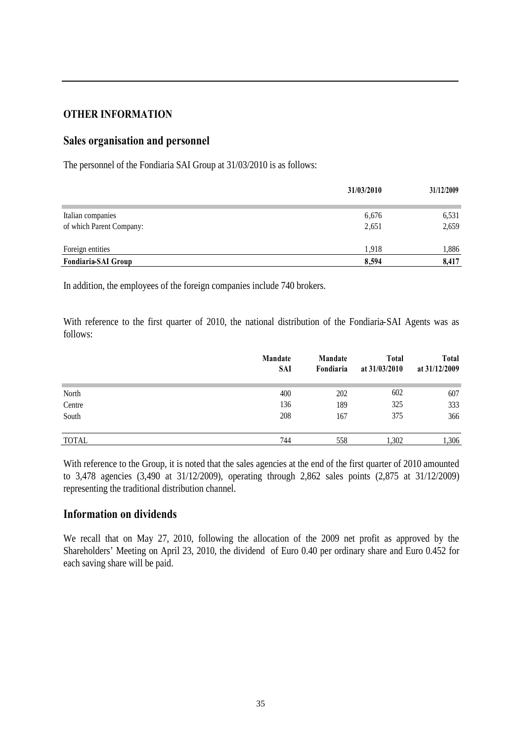## OTHER INFORMATION

## Sales organisation and personnel

The personnel of the Fondiaria SAI Group at 31/03/2010 is as follows:

| | 31/03/2010 | 31/12/2009 |
|---|---|---|
| Italian companies | 6,676 | 6,531 |
| of which Parent Company: | 2,651 | 2,659 |
| Foreign entities | 1,918 | 1,886 |
| **Fondiaria-SAI Group** | **8,594** | **8,417** |

In addition, the employees of the foreign companies include 740 brokers.

With reference to the first quarter of 2010, the national distribution of the Fondiaria-SAI Agents was as follows:

| | Mandate SAI | Mandate Fondiaria | Total at 31/03/2010 | Total at 31/12/2009 |
|---|---|---|---|---|
| North | 400 | 202 | 602 | 607 |
| Centre | 136 | 189 | 325 | 333 |
| South | 208 | 167 | 375 | 366 |
| TOTAL | 744 | 558 | 1,302 | 1,306 |

With reference to the Group, it is noted that the sales agencies at the end of the first quarter of 2010 amounted to 3,478 agencies (3,490 at 31/12/2009), operating through 2,862 sales points (2,875 at 31/12/2009) representing the traditional distribution channel.

## Information on dividends

We recall that on May 27, 2010, following the allocation of the 2009 net profit as approved by the Shareholders' Meeting on April 23, 2010, the dividend of Euro 0.40 per ordinary share and Euro 0.452 for each saving share will be paid.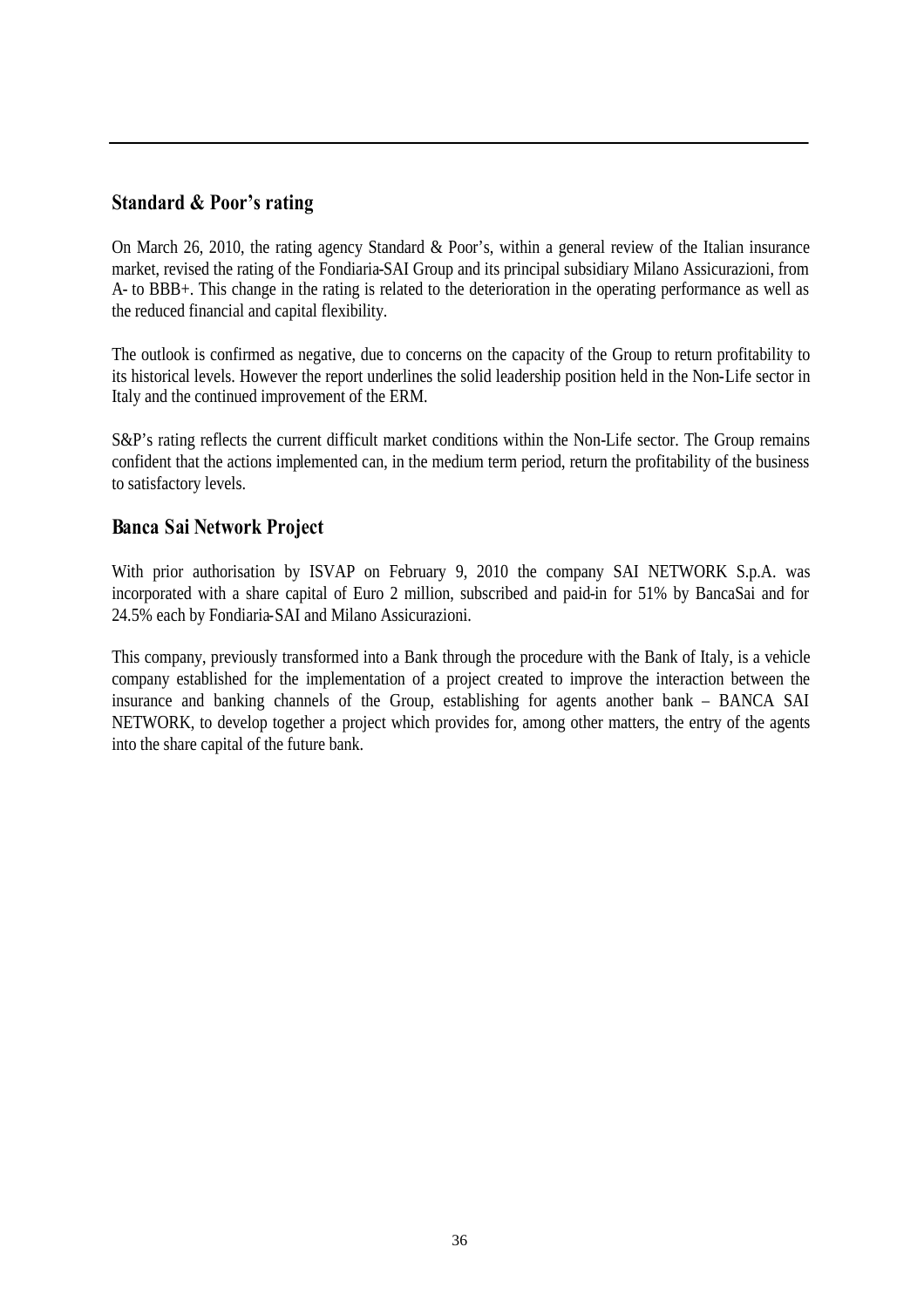## Standard & Poor's rating

On March 26, 2010, the rating agency Standard & Poor's, within a general review of the Italian insurance market, revised the rating of the Fondiaria-SAI Group and its principal subsidiary Milano Assicurazioni, from A- to BBB+. This change in the rating is related to the deterioration in the operating performance as well as the reduced financial and capital flexibility.

The outlook is confirmed as negative, due to concerns on the capacity of the Group to return profitability to its historical levels. However the report underlines the solid leadership position held in the Non-Life sector in Italy and the continued improvement of the ERM.

S&P's rating reflects the current difficult market conditions within the Non-Life sector. The Group remains confident that the actions implemented can, in the medium term period, return the profitability of the business to satisfactory levels.

## Banca Sai Network Project

With prior authorisation by ISVAP on February 9, 2010 the company SAI NETWORK S.p.A. was incorporated with a share capital of Euro 2 million, subscribed and paid-in for 51% by BancaSai and for 24.5% each by Fondiaria-SAI and Milano Assicurazioni.

This company, previously transformed into a Bank through the procedure with the Bank of Italy, is a vehicle company established for the implementation of a project created to improve the interaction between the insurance and banking channels of the Group, establishing for agents another bank – BANCA SAI NETWORK, to develop together a project which provides for, among other matters, the entry of the agents into the share capital of the future bank.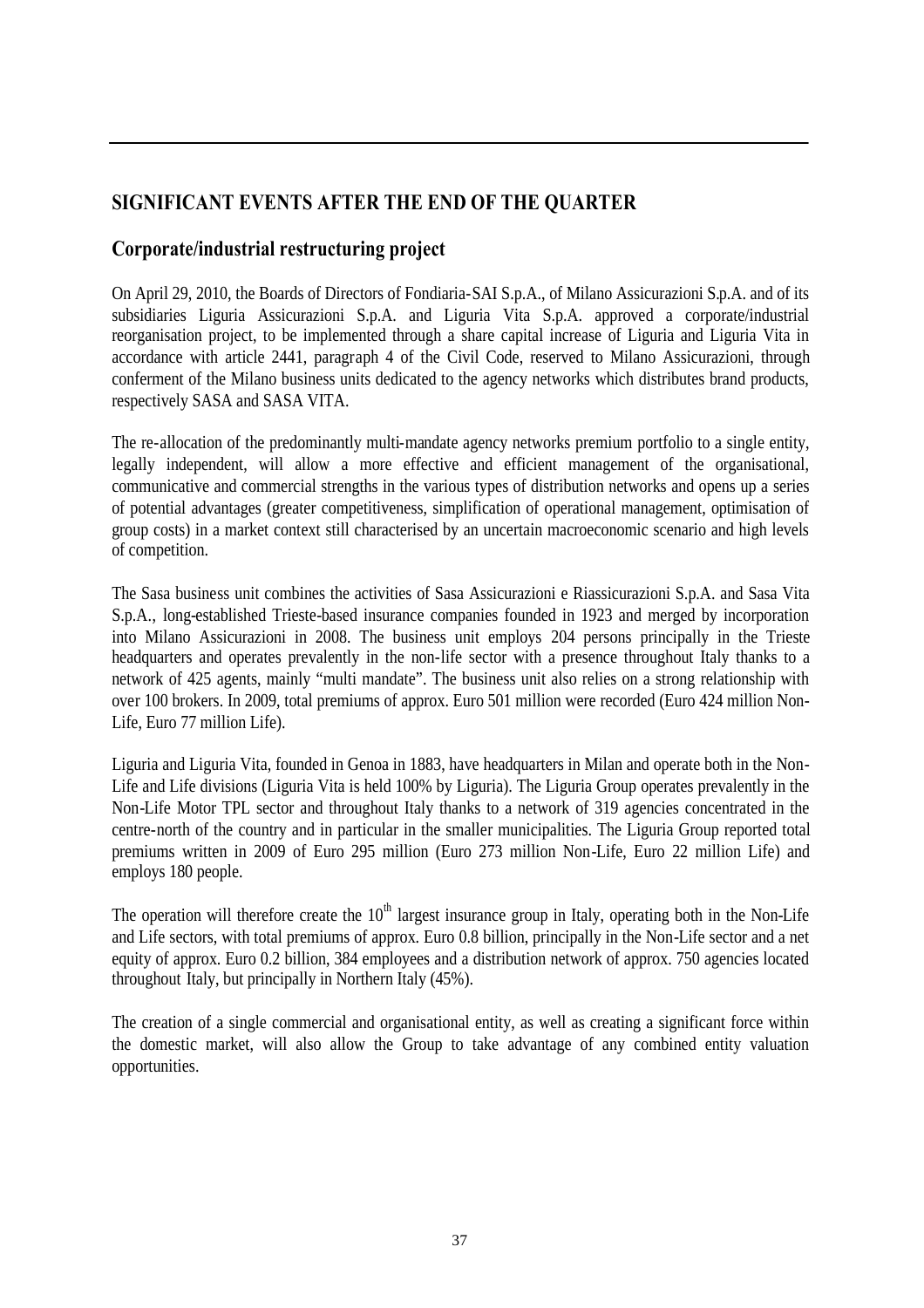## SIGNIFICANT EVENTS AFTER THE END OF THE QUARTER

### Corporate/industrial restructuring project

On April 29, 2010, the Boards of Directors of Fondiaria-SAI S.p.A., of Milano Assicurazioni S.p.A. and of its subsidiaries Liguria Assicurazioni S.p.A. and Liguria Vita S.p.A. approved a corporate/industrial reorganisation project, to be implemented through a share capital increase of Liguria and Liguria Vita in accordance with article 2441, paragraph 4 of the Civil Code, reserved to Milano Assicurazioni, through conferment of the Milano business units dedicated to the agency networks which distributes brand products, respectively SASA and SASA VITA.

The re-allocation of the predominantly multi-mandate agency networks premium portfolio to a single entity, legally independent, will allow a more effective and efficient management of the organisational, communicative and commercial strengths in the various types of distribution networks and opens up a series of potential advantages (greater competitiveness, simplification of operational management, optimisation of group costs) in a market context still characterised by an uncertain macroeconomic scenario and high levels of competition.

The Sasa business unit combines the activities of Sasa Assicurazioni e Riassicurazioni S.p.A. and Sasa Vita S.p.A., long-established Trieste-based insurance companies founded in 1923 and merged by incorporation into Milano Assicurazioni in 2008. The business unit employs 204 persons principally in the Trieste headquarters and operates prevalently in the non-life sector with a presence throughout Italy thanks to a network of 425 agents, mainly "multi mandate". The business unit also relies on a strong relationship with over 100 brokers. In 2009, total premiums of approx. Euro 501 million were recorded (Euro 424 million Non-Life, Euro 77 million Life).

Liguria and Liguria Vita, founded in Genoa in 1883, have headquarters in Milan and operate both in the Non-Life and Life divisions (Liguria Vita is held 100% by Liguria). The Liguria Group operates prevalently in the Non-Life Motor TPL sector and throughout Italy thanks to a network of 319 agencies concentrated in the centre-north of the country and in particular in the smaller municipalities. The Liguria Group reported total premiums written in 2009 of Euro 295 million (Euro 273 million Non-Life, Euro 22 million Life) and employs 180 people.

The operation will therefore create the $10^{th}$ largest insurance group in Italy, operating both in the Non-Life and Life sectors, with total premiums of approx. Euro 0.8 billion, principally in the Non-Life sector and a net equity of approx. Euro 0.2 billion, 384 employees and a distribution network of approx. 750 agencies located throughout Italy, but principally in Northern Italy (45%).

The creation of a single commercial and organisational entity, as well as creating a significant force within the domestic market, will also allow the Group to take advantage of any combined entity valuation opportunities.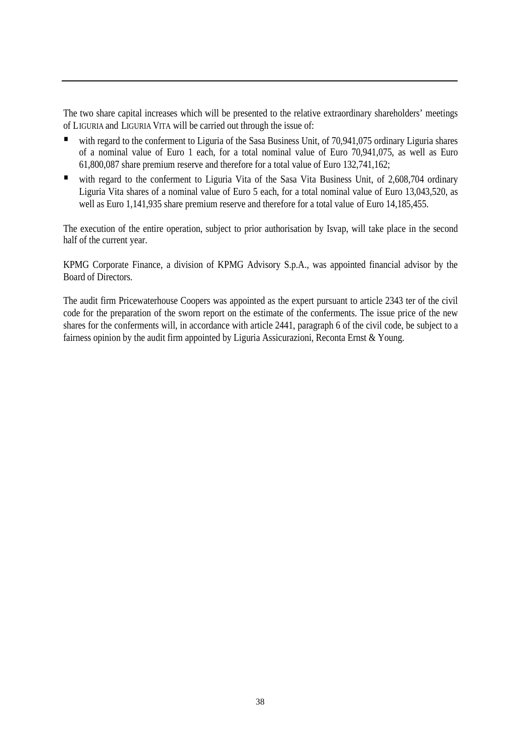The two share capital increases which will be presented to the relative extraordinary shareholders' meetings of LIGURIA and LIGURIA VITA will be carried out through the issue of:

- with regard to the conferment to Liguria of the Sasa Business Unit, of 70,941,075 ordinary Liguria shares of a nominal value of Euro 1 each, for a total nominal value of Euro 70,941,075, as well as Euro 61,800,087 share premium reserve and therefore for a total value of Euro 132,741,162;
- with regard to the conferment to Liguria Vita of the Sasa Vita Business Unit, of 2,608,704 ordinary Liguria Vita shares of a nominal value of Euro 5 each, for a total nominal value of Euro 13,043,520, as well as Euro 1,141,935 share premium reserve and therefore for a total value of Euro 14,185,455.

The execution of the entire operation, subject to prior authorisation by Isvap, will take place in the second half of the current year.

KPMG Corporate Finance, a division of KPMG Advisory S.p.A., was appointed financial advisor by the Board of Directors.

The audit firm Pricewaterhouse Coopers was appointed as the expert pursuant to article 2343 ter of the civil code for the preparation of the sworn report on the estimate of the conferments. The issue price of the new shares for the conferments will, in accordance with article 2441, paragraph 6 of the civil code, be subject to a fairness opinion by the audit firm appointed by Liguria Assicurazioni, Reconta Ernst & Young.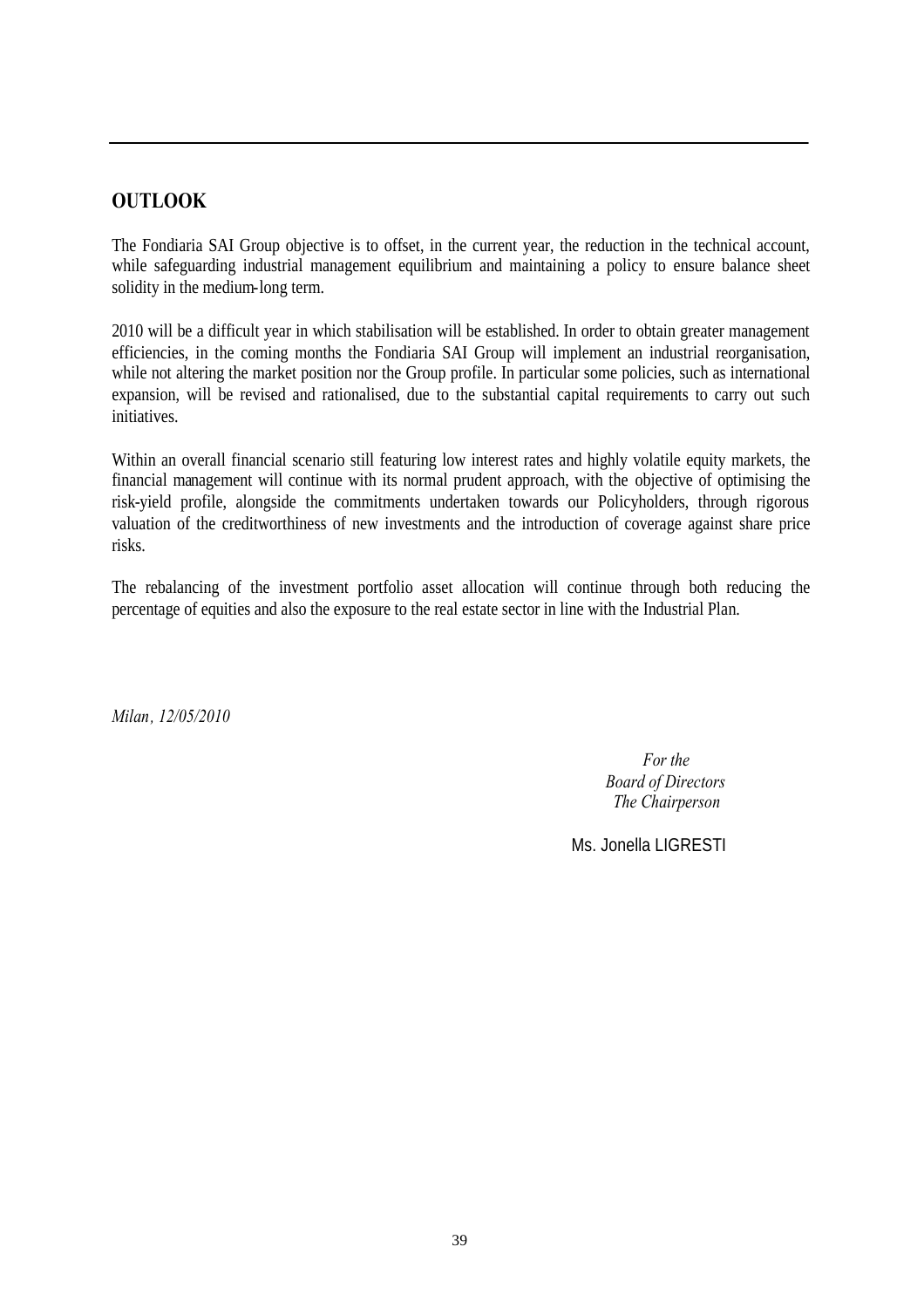## OUTLOOK

The Fondiaria SAI Group objective is to offset, in the current year, the reduction in the technical account, while safeguarding industrial management equilibrium and maintaining a policy to ensure balance sheet solidity in the medium-long term.

2010 will be a difficult year in which stabilisation will be established. In order to obtain greater management efficiencies, in the coming months the Fondiaria SAI Group will implement an industrial reorganisation, while not altering the market position nor the Group profile. In particular some policies, such as international expansion, will be revised and rationalised, due to the substantial capital requirements to carry out such initiatives.

Within an overall financial scenario still featuring low interest rates and highly volatile equity markets, the financial management will continue with its normal prudent approach, with the objective of optimising the risk-yield profile, alongside the commitments undertaken towards our Policyholders, through rigorous valuation of the creditworthiness of new investments and the introduction of coverage against share price risks.

The rebalancing of the investment portfolio asset allocation will continue through both reducing the percentage of equities and also the exposure to the real estate sector in line with the Industrial Plan.

*Milan, 12/05/2010*

*For the*
*Board of Directors*
*The Chairperson*

Ms. Jonella LIGRESTI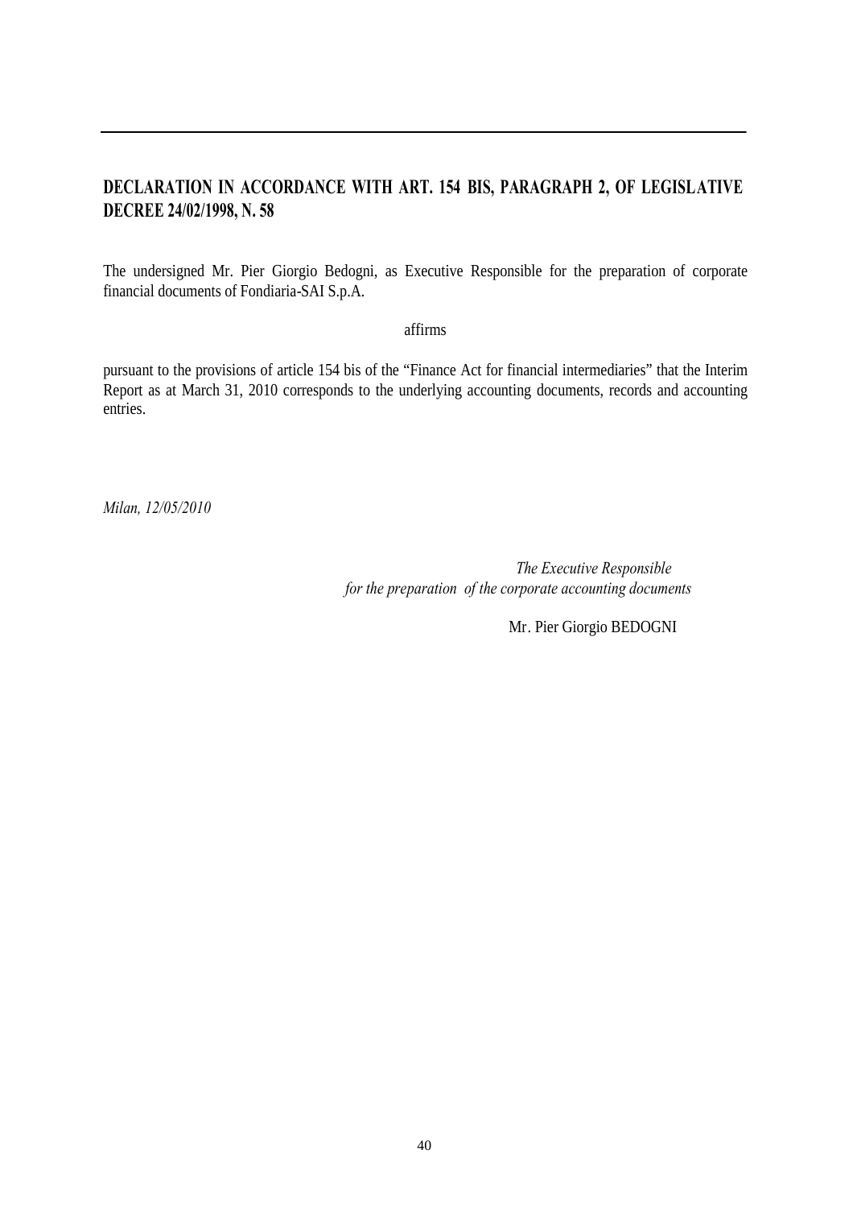## DECLARATION IN ACCORDANCE WITH ART. 154 BIS, PARAGRAPH 2, OF LEGISLATIVE DECREE 24/02/1998, N. 58

The undersigned Mr. Pier Giorgio Bedogni, as Executive Responsible for the preparation of corporate financial documents of Fondiaria-SAI S.p.A.

affirms

pursuant to the provisions of article 154 bis of the "Finance Act for financial intermediaries" that the Interim Report as at March 31, 2010 corresponds to the underlying accounting documents, records and accounting entries.

*Milan, 12/05/2010*

*The Executive Responsible*
*for the preparation of the corporate accounting documents*

Mr. Pier Giorgio BEDOGNI